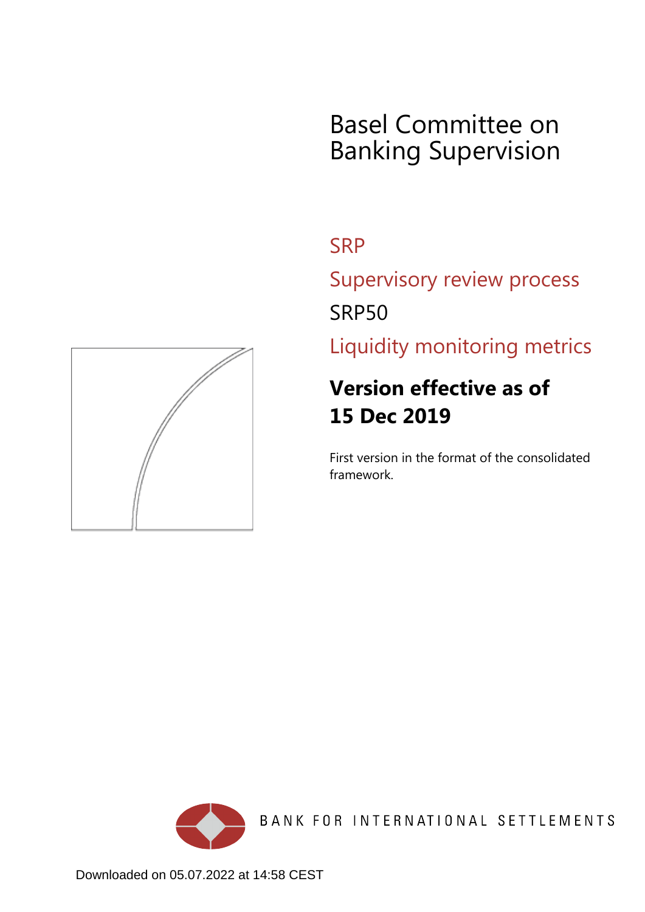# Basel Committee on Banking Supervision

## SRP

## Supervisory review process

## SRP50

## Liquidity monitoring metrics

**Version effective as of 15 Dec 2019**

First version in the format of the consolidated framework.

BANK FOR INTERNATIONAL SETTLEMENTS

Downloaded on 05.07.2022 at 14:58 CEST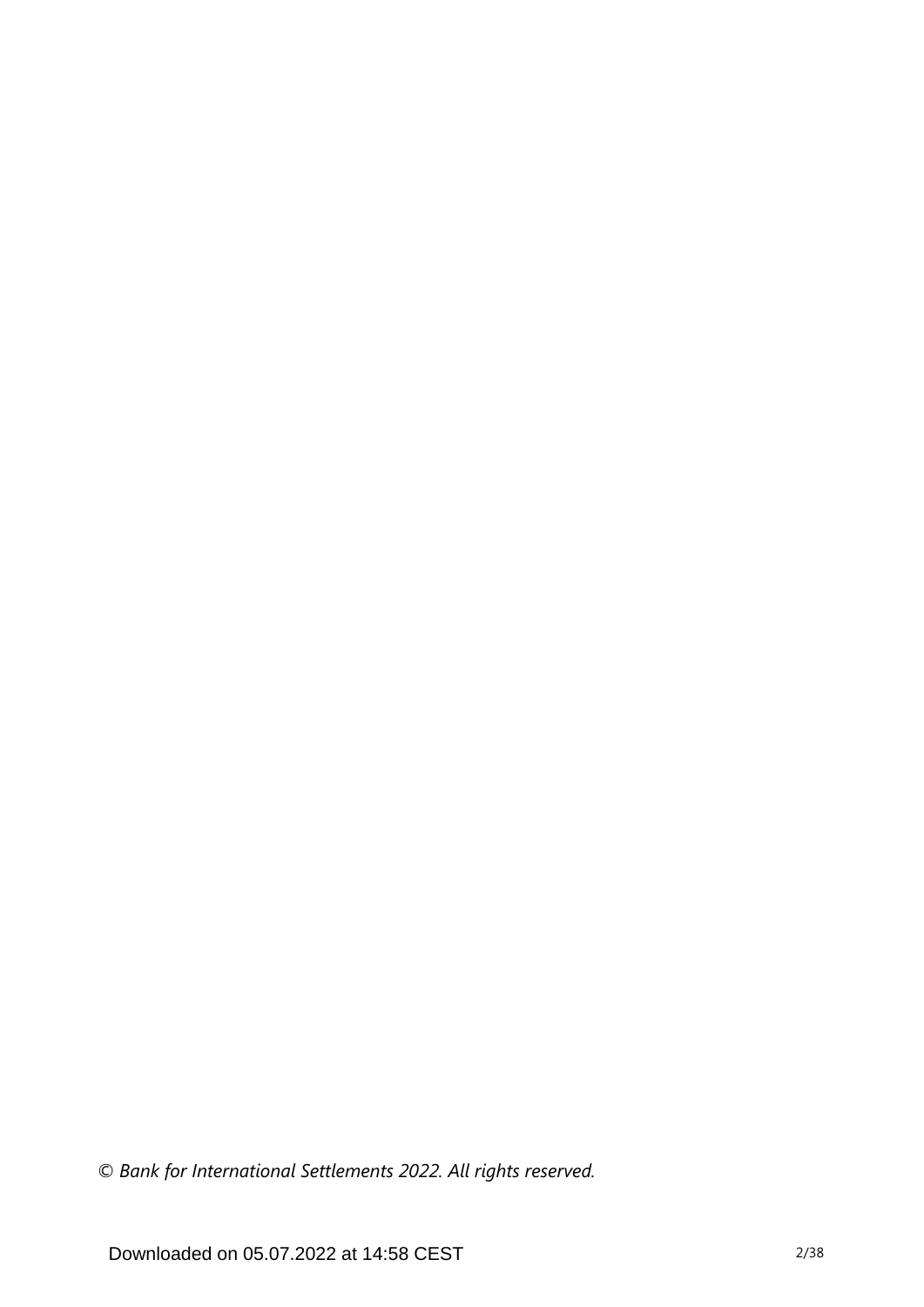© *Bank for International Settlements 2022. All rights reserved.*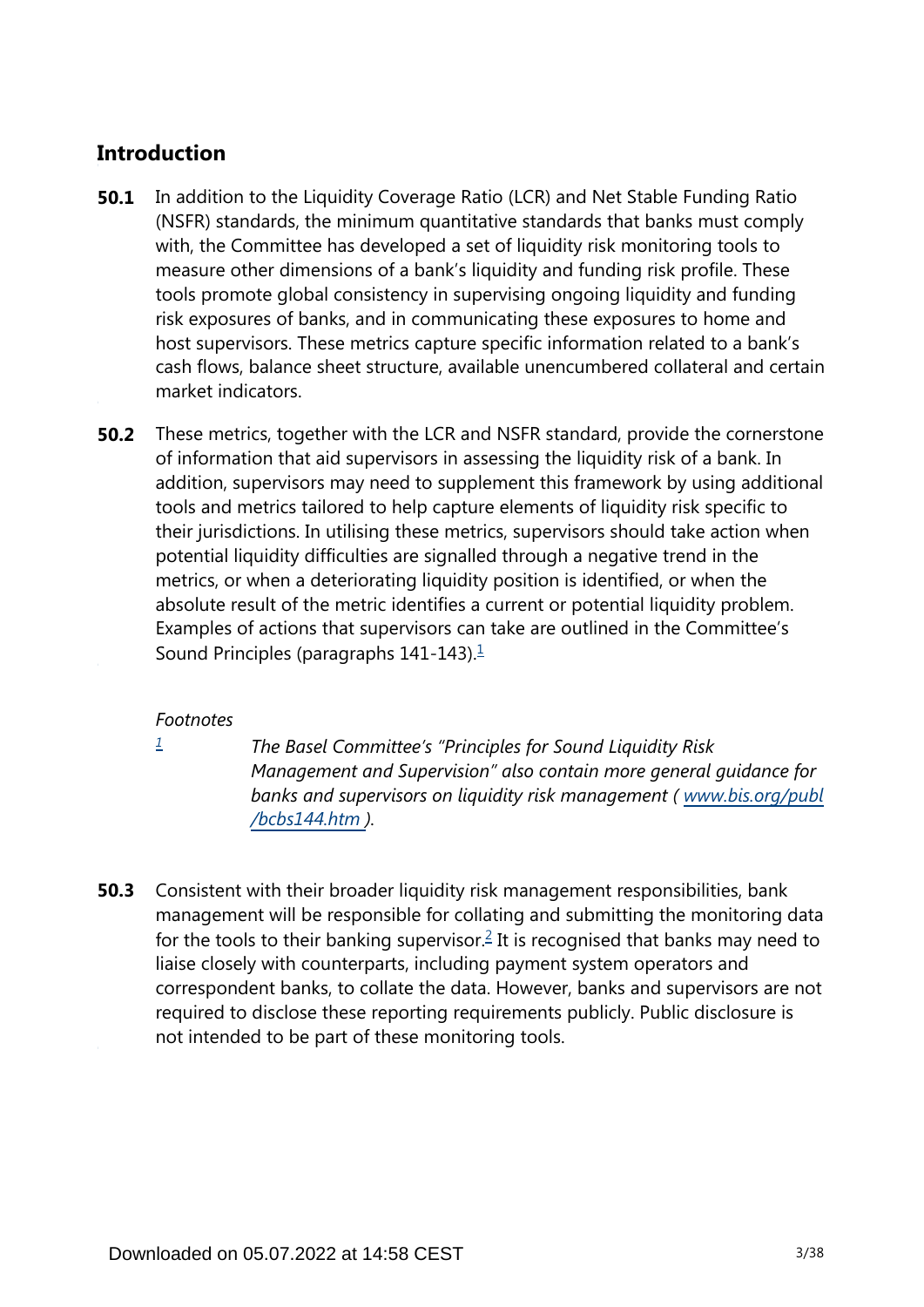## Introduction

**50.1** In addition to the Liquidity Coverage Ratio (LCR) and Net Stable Funding Ratio (NSFR) standards, the minimum quantitative standards that banks must comply with, the Committee has developed a set of liquidity risk monitoring tools to measure other dimensions of a bank's liquidity and funding risk profile. These tools promote global consistency in supervising ongoing liquidity and funding risk exposures of banks, and in communicating these exposures to home and host supervisors. These metrics capture specific information related to a bank's cash flows, balance sheet structure, available unencumbered collateral and certain market indicators.

**50.2** These metrics, together with the LCR and NSFR standard, provide the cornerstone of information that aid supervisors in assessing the liquidity risk of a bank. In addition, supervisors may need to supplement this framework by using additional tools and metrics tailored to help capture elements of liquidity risk specific to their jurisdictions. In utilising these metrics, supervisors should take action when potential liquidity difficulties are signalled through a negative trend in the metrics, or when a deteriorating liquidity position is identified, or when the absolute result of the metric identifies a current or potential liquidity problem. Examples of actions that supervisors can take are outlined in the Committee's Sound Principles (paragraphs 141-143).[1]

*Footnotes*

[1] *The Basel Committee's "Principles for Sound Liquidity Risk Management and Supervision" also contain more general guidance for banks and supervisors on liquidity risk management ( [www.bis.org/publ/bcbs144.htm](www.bis.org/publ/bcbs144.htm) ).*

**50.3** Consistent with their broader liquidity risk management responsibilities, bank management will be responsible for collating and submitting the monitoring data for the tools to their banking supervisor.[2] It is recognised that banks may need to liaise closely with counterparts, including payment system operators and correspondent banks, to collate the data. However, banks and supervisors are not required to disclose these reporting requirements publicly. Public disclosure is not intended to be part of these monitoring tools.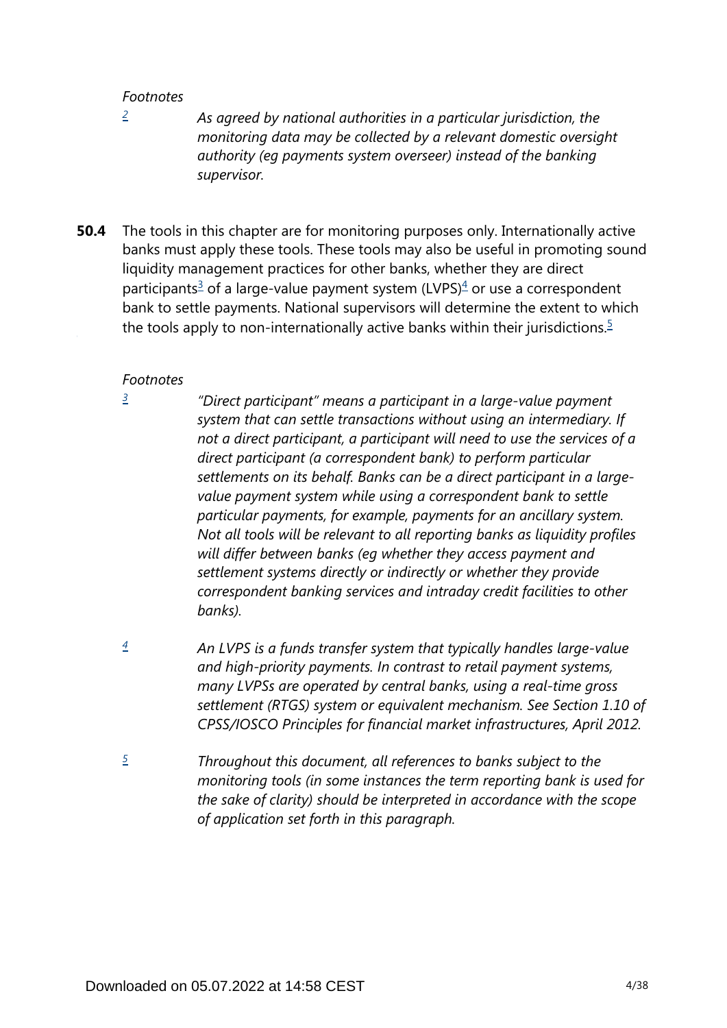*Footnotes*

[2] *As agreed by national authorities in a particular jurisdiction, the monitoring data may be collected by a relevant domestic oversight authority (eg payments system overseer) instead of the banking supervisor.*

**50.4** The tools in this chapter are for monitoring purposes only. Internationally active banks must apply these tools. These tools may also be useful in promoting sound liquidity management practices for other banks, whether they are direct participants[3] of a large-value payment system (LVPS)[4] or use a correspondent bank to settle payments. National supervisors will determine the extent to which the tools apply to non-internationally active banks within their jurisdictions.[5]

*Footnotes*

[3] *"Direct participant" means a participant in a large-value payment system that can settle transactions without using an intermediary. If not a direct participant, a participant will need to use the services of a direct participant (a correspondent bank) to perform particular settlements on its behalf. Banks can be a direct participant in a large-value payment system while using a correspondent bank to settle particular payments, for example, payments for an ancillary system. Not all tools will be relevant to all reporting banks as liquidity profiles will differ between banks (eg whether they access payment and settlement systems directly or indirectly or whether they provide correspondent banking services and intraday credit facilities to other banks).*

[4] *An LVPS is a funds transfer system that typically handles large-value and high-priority payments. In contrast to retail payment systems, many LVPSs are operated by central banks, using a real-time gross settlement (RTGS) system or equivalent mechanism. See Section 1.10 of CPSS/IOSCO Principles for financial market infrastructures, April 2012.*

[5] *Throughout this document, all references to banks subject to the monitoring tools (in some instances the term reporting bank is used for the sake of clarity) should be interpreted in accordance with the scope of application set forth in this paragraph.*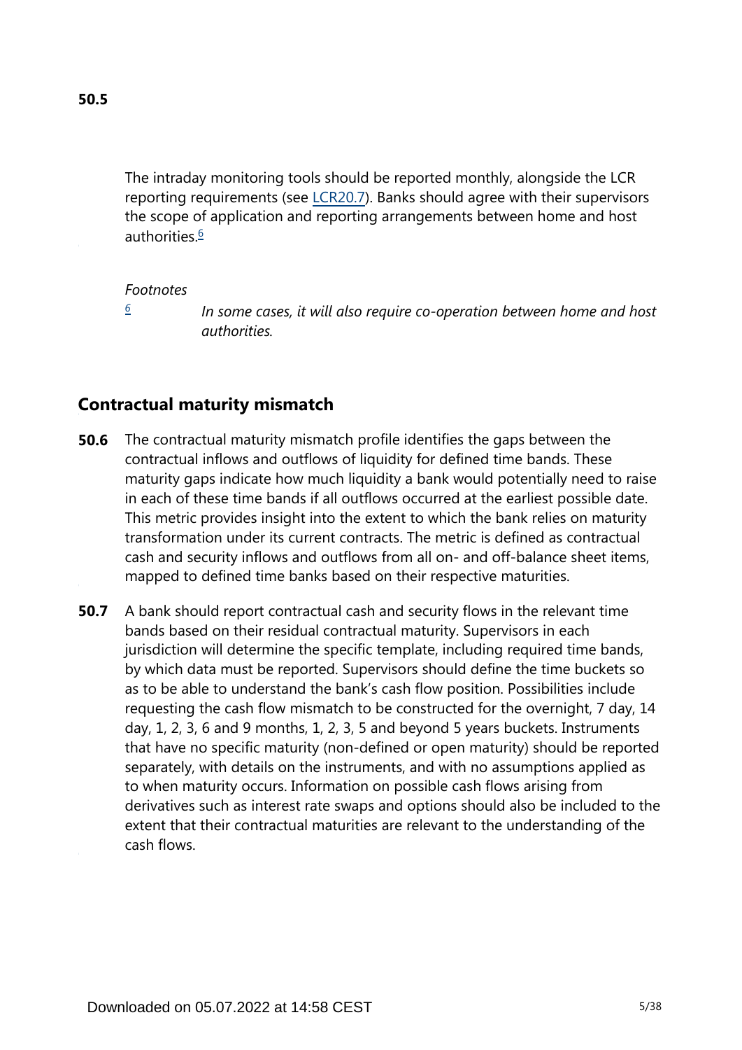**50.5**

The intraday monitoring tools should be reported monthly, alongside the LCR reporting requirements (see LCR20.7). Banks should agree with their supervisors the scope of application and reporting arrangements between home and host authorities.[6]

*Footnotes*

[6] *In some cases, it will also require co-operation between home and host authorities.*

## Contractual maturity mismatch

**50.6** The contractual maturity mismatch profile identifies the gaps between the contractual inflows and outflows of liquidity for defined time bands. These maturity gaps indicate how much liquidity a bank would potentially need to raise in each of these time bands if all outflows occurred at the earliest possible date. This metric provides insight into the extent to which the bank relies on maturity transformation under its current contracts. The metric is defined as contractual cash and security inflows and outflows from all on- and off-balance sheet items, mapped to defined time banks based on their respective maturities.

**50.7** A bank should report contractual cash and security flows in the relevant time bands based on their residual contractual maturity. Supervisors in each jurisdiction will determine the specific template, including required time bands, by which data must be reported. Supervisors should define the time buckets so as to be able to understand the bank's cash flow position. Possibilities include requesting the cash flow mismatch to be constructed for the overnight, 7 day, 14 day, 1, 2, 3, 6 and 9 months, 1, 2, 3, 5 and beyond 5 years buckets. Instruments that have no specific maturity (non-defined or open maturity) should be reported separately, with details on the instruments, and with no assumptions applied as to when maturity occurs. Information on possible cash flows arising from derivatives such as interest rate swaps and options should also be included to the extent that their contractual maturities are relevant to the understanding of the cash flows.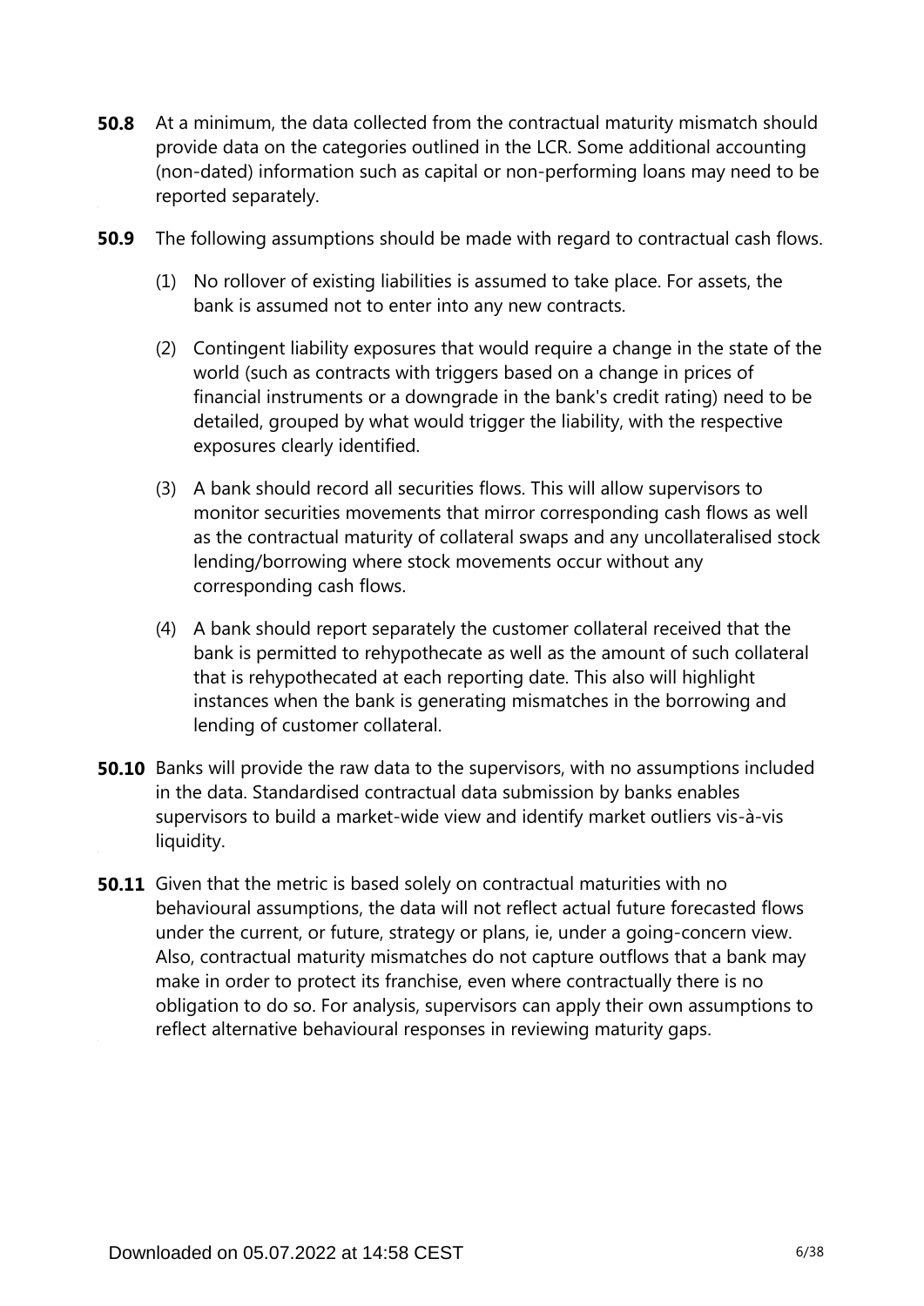**50.8** At a minimum, the data collected from the contractual maturity mismatch should provide data on the categories outlined in the LCR. Some additional accounting (non-dated) information such as capital or non-performing loans may need to be reported separately.

**50.9** The following assumptions should be made with regard to contractual cash flows.

(1) No rollover of existing liabilities is assumed to take place. For assets, the bank is assumed not to enter into any new contracts.

(2) Contingent liability exposures that would require a change in the state of the world (such as contracts with triggers based on a change in prices of financial instruments or a downgrade in the bank's credit rating) need to be detailed, grouped by what would trigger the liability, with the respective exposures clearly identified.

(3) A bank should record all securities flows. This will allow supervisors to monitor securities movements that mirror corresponding cash flows as well as the contractual maturity of collateral swaps and any uncollateralised stock lending/borrowing where stock movements occur without any corresponding cash flows.

(4) A bank should report separately the customer collateral received that the bank is permitted to rehypothecate as well as the amount of such collateral that is rehypothecated at each reporting date. This also will highlight instances when the bank is generating mismatches in the borrowing and lending of customer collateral.

**50.10** Banks will provide the raw data to the supervisors, with no assumptions included in the data. Standardised contractual data submission by banks enables supervisors to build a market-wide view and identify market outliers vis-à-vis liquidity.

**50.11** Given that the metric is based solely on contractual maturities with no behavioural assumptions, the data will not reflect actual future forecasted flows under the current, or future, strategy or plans, ie, under a going-concern view. Also, contractual maturity mismatches do not capture outflows that a bank may make in order to protect its franchise, even where contractually there is no obligation to do so. For analysis, supervisors can apply their own assumptions to reflect alternative behavioural responses in reviewing maturity gaps.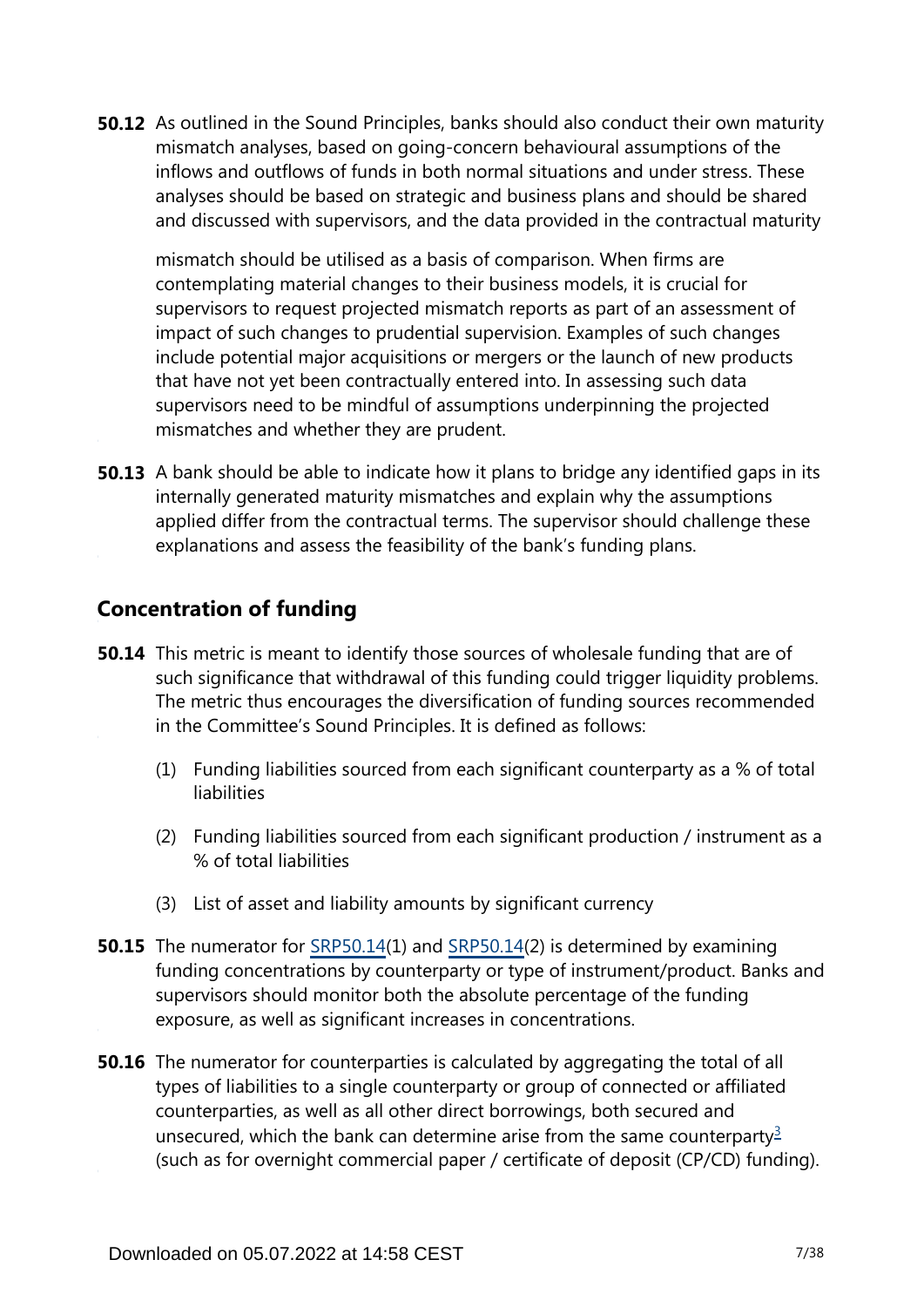**50.12** As outlined in the Sound Principles, banks should also conduct their own maturity mismatch analyses, based on going-concern behavioural assumptions of the inflows and outflows of funds in both normal situations and under stress. These analyses should be based on strategic and business plans and should be shared and discussed with supervisors, and the data provided in the contractual maturity mismatch should be utilised as a basis of comparison. When firms are contemplating material changes to their business models, it is crucial for supervisors to request projected mismatch reports as part of an assessment of impact of such changes to prudential supervision. Examples of such changes include potential major acquisitions or mergers or the launch of new products that have not yet been contractually entered into. In assessing such data supervisors need to be mindful of assumptions underpinning the projected mismatches and whether they are prudent.

**50.13** A bank should be able to indicate how it plans to bridge any identified gaps in its internally generated maturity mismatches and explain why the assumptions applied differ from the contractual terms. The supervisor should challenge these explanations and assess the feasibility of the bank's funding plans.

## Concentration of funding

**50.14** This metric is meant to identify those sources of wholesale funding that are of such significance that withdrawal of this funding could trigger liquidity problems. The metric thus encourages the diversification of funding sources recommended in the Committee's Sound Principles. It is defined as follows:

(1) Funding liabilities sourced from each significant counterparty as a % of total liabilities

(2) Funding liabilities sourced from each significant production / instrument as a % of total liabilities

(3) List of asset and liability amounts by significant currency

**50.15** The numerator for SRP50.14(1) and SRP50.14(2) is determined by examining funding concentrations by counterparty or type of instrument/product. Banks and supervisors should monitor both the absolute percentage of the funding exposure, as well as significant increases in concentrations.

**50.16** The numerator for counterparties is calculated by aggregating the total of all types of liabilities to a single counterparty or group of connected or affiliated counterparties, as well as all other direct borrowings, both secured and unsecured, which the bank can determine arise from the same counterparty[3] (such as for overnight commercial paper / certificate of deposit (CP/CD) funding).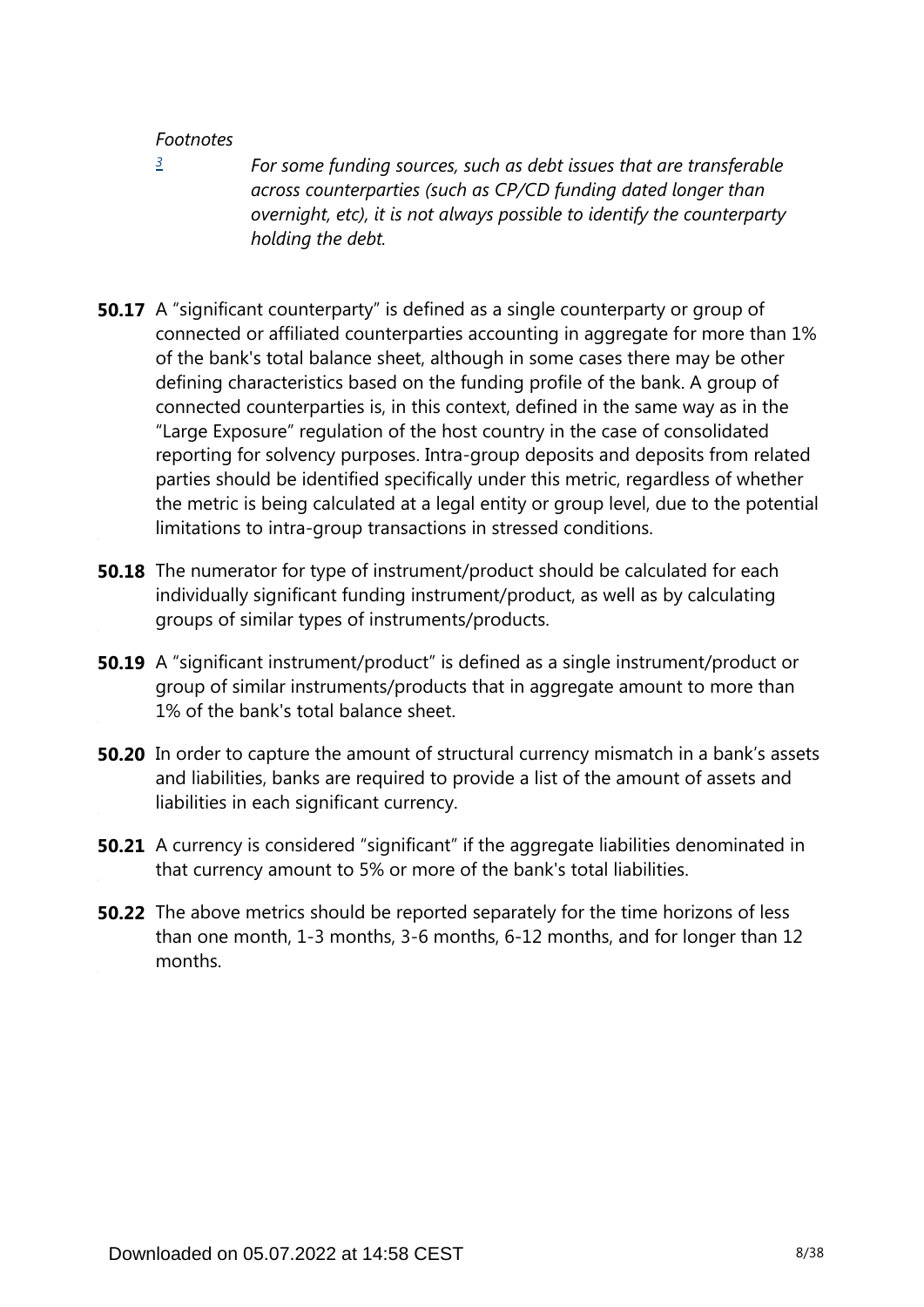*Footnotes*

[3] *For some funding sources, such as debt issues that are transferable across counterparties (such as CP/CD funding dated longer than overnight, etc), it is not always possible to identify the counterparty holding the debt.*

**50.17** A "significant counterparty" is defined as a single counterparty or group of connected or affiliated counterparties accounting in aggregate for more than 1% of the bank's total balance sheet, although in some cases there may be other defining characteristics based on the funding profile of the bank. A group of connected counterparties is, in this context, defined in the same way as in the "Large Exposure" regulation of the host country in the case of consolidated reporting for solvency purposes. Intra-group deposits and deposits from related parties should be identified specifically under this metric, regardless of whether the metric is being calculated at a legal entity or group level, due to the potential limitations to intra-group transactions in stressed conditions.

**50.18** The numerator for type of instrument/product should be calculated for each individually significant funding instrument/product, as well as by calculating groups of similar types of instruments/products.

**50.19** A "significant instrument/product" is defined as a single instrument/product or group of similar instruments/products that in aggregate amount to more than 1% of the bank's total balance sheet.

**50.20** In order to capture the amount of structural currency mismatch in a bank's assets and liabilities, banks are required to provide a list of the amount of assets and liabilities in each significant currency.

**50.21** A currency is considered "significant" if the aggregate liabilities denominated in that currency amount to 5% or more of the bank's total liabilities.

**50.22** The above metrics should be reported separately for the time horizons of less than one month, 1-3 months, 3-6 months, 6-12 months, and for longer than 12 months.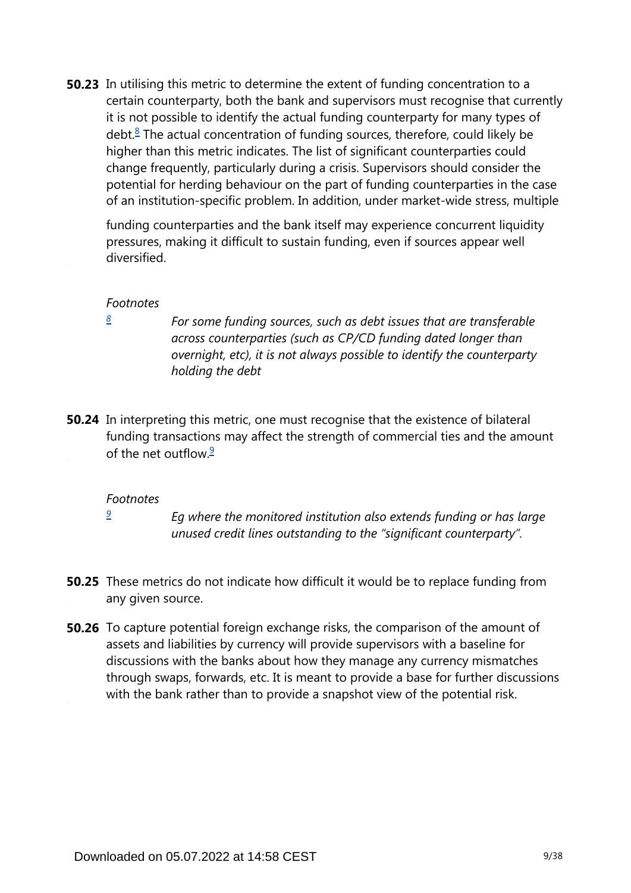**50.23** In utilising this metric to determine the extent of funding concentration to a certain counterparty, both the bank and supervisors must recognise that currently it is not possible to identify the actual funding counterparty for many types of debt.[8] The actual concentration of funding sources, therefore, could likely be higher than this metric indicates. The list of significant counterparties could change frequently, particularly during a crisis. Supervisors should consider the potential for herding behaviour on the part of funding counterparties in the case of an institution-specific problem. In addition, under market-wide stress, multiple funding counterparties and the bank itself may experience concurrent liquidity pressures, making it difficult to sustain funding, even if sources appear well diversified.

*Footnotes*

[8] *For some funding sources, such as debt issues that are transferable across counterparties (such as CP/CD funding dated longer than overnight, etc), it is not always possible to identify the counterparty holding the debt*

**50.24** In interpreting this metric, one must recognise that the existence of bilateral funding transactions may affect the strength of commercial ties and the amount of the net outflow.[9]

*Footnotes*

[9] *Eg where the monitored institution also extends funding or has large unused credit lines outstanding to the "significant counterparty".*

**50.25** These metrics do not indicate how difficult it would be to replace funding from any given source.

**50.26** To capture potential foreign exchange risks, the comparison of the amount of assets and liabilities by currency will provide supervisors with a baseline for discussions with the banks about how they manage any currency mismatches through swaps, forwards, etc. It is meant to provide a base for further discussions with the bank rather than to provide a snapshot view of the potential risk.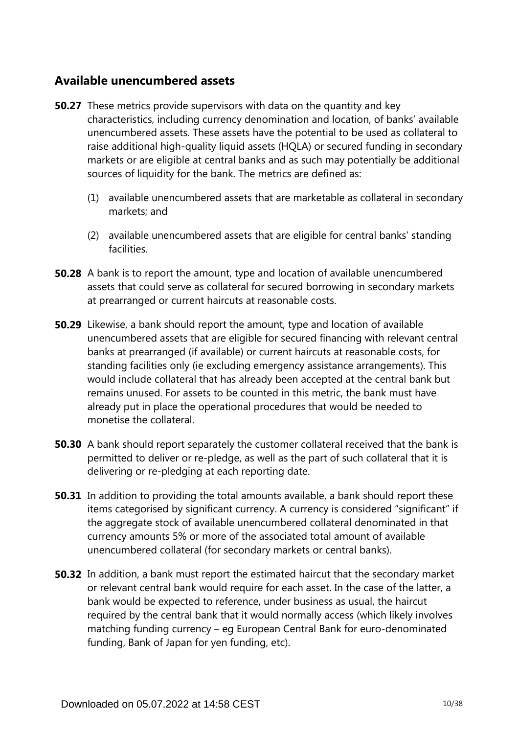## Available unencumbered assets

**50.27** These metrics provide supervisors with data on the quantity and key characteristics, including currency denomination and location, of banks' available unencumbered assets. These assets have the potential to be used as collateral to raise additional high-quality liquid assets (HQLA) or secured funding in secondary markets or are eligible at central banks and as such may potentially be additional sources of liquidity for the bank. The metrics are defined as:

(1) available unencumbered assets that are marketable as collateral in secondary markets; and

(2) available unencumbered assets that are eligible for central banks' standing facilities.

**50.28** A bank is to report the amount, type and location of available unencumbered assets that could serve as collateral for secured borrowing in secondary markets at prearranged or current haircuts at reasonable costs.

**50.29** Likewise, a bank should report the amount, type and location of available unencumbered assets that are eligible for secured financing with relevant central banks at prearranged (if available) or current haircuts at reasonable costs, for standing facilities only (ie excluding emergency assistance arrangements). This would include collateral that has already been accepted at the central bank but remains unused. For assets to be counted in this metric, the bank must have already put in place the operational procedures that would be needed to monetise the collateral.

**50.30** A bank should report separately the customer collateral received that the bank is permitted to deliver or re-pledge, as well as the part of such collateral that it is delivering or re-pledging at each reporting date.

**50.31** In addition to providing the total amounts available, a bank should report these items categorised by significant currency. A currency is considered "significant" if the aggregate stock of available unencumbered collateral denominated in that currency amounts 5% or more of the associated total amount of available unencumbered collateral (for secondary markets or central banks).

**50.32** In addition, a bank must report the estimated haircut that the secondary market or relevant central bank would require for each asset. In the case of the latter, a bank would be expected to reference, under business as usual, the haircut required by the central bank that it would normally access (which likely involves matching funding currency – eg European Central Bank for euro-denominated funding, Bank of Japan for yen funding, etc).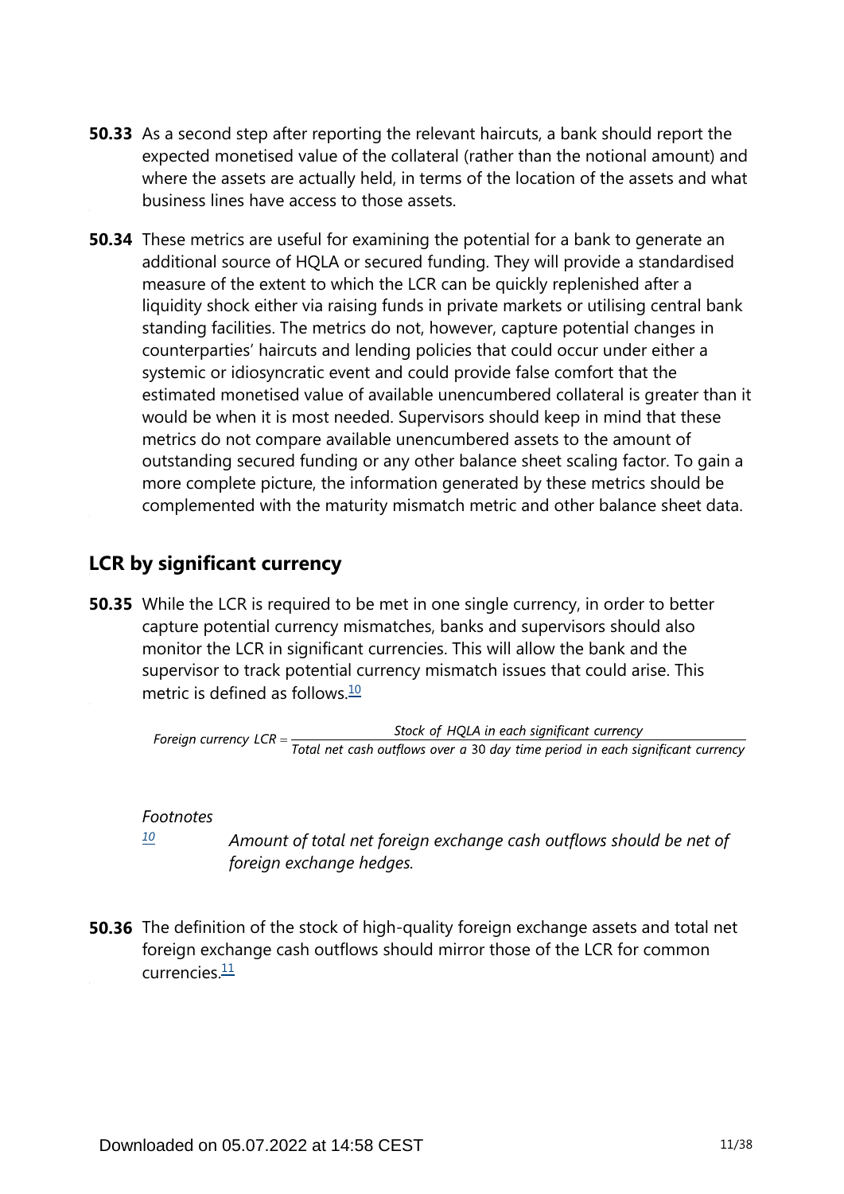**50.33** As a second step after reporting the relevant haircuts, a bank should report the expected monetised value of the collateral (rather than the notional amount) and where the assets are actually held, in terms of the location of the assets and what business lines have access to those assets.

**50.34** These metrics are useful for examining the potential for a bank to generate an additional source of HQLA or secured funding. They will provide a standardised measure of the extent to which the LCR can be quickly replenished after a liquidity shock either via raising funds in private markets or utilising central bank standing facilities. The metrics do not, however, capture potential changes in counterparties' haircuts and lending policies that could occur under either a systemic or idiosyncratic event and could provide false comfort that the estimated monetised value of available unencumbered collateral is greater than it would be when it is most needed. Supervisors should keep in mind that these metrics do not compare available unencumbered assets to the amount of outstanding secured funding or any other balance sheet scaling factor. To gain a more complete picture, the information generated by these metrics should be complemented with the maturity mismatch metric and other balance sheet data.

## LCR by significant currency

**50.35** While the LCR is required to be met in one single currency, in order to better capture potential currency mismatches, banks and supervisors should also monitor the LCR in significant currencies. This will allow the bank and the supervisor to track potential currency mismatch issues that could arise. This metric is defined as follows.[10]

$$\text{Foreign currency LCR} = \frac{\text{Stock of HQLA in each significant currency}}{\text{Total net cash outflows over a 30 day time period in each significant currency}}$$

*Footnotes*

[10] *Amount of total net foreign exchange cash outflows should be net of foreign exchange hedges.*

**50.36** The definition of the stock of high-quality foreign exchange assets and total net foreign exchange cash outflows should mirror those of the LCR for common currencies.[11]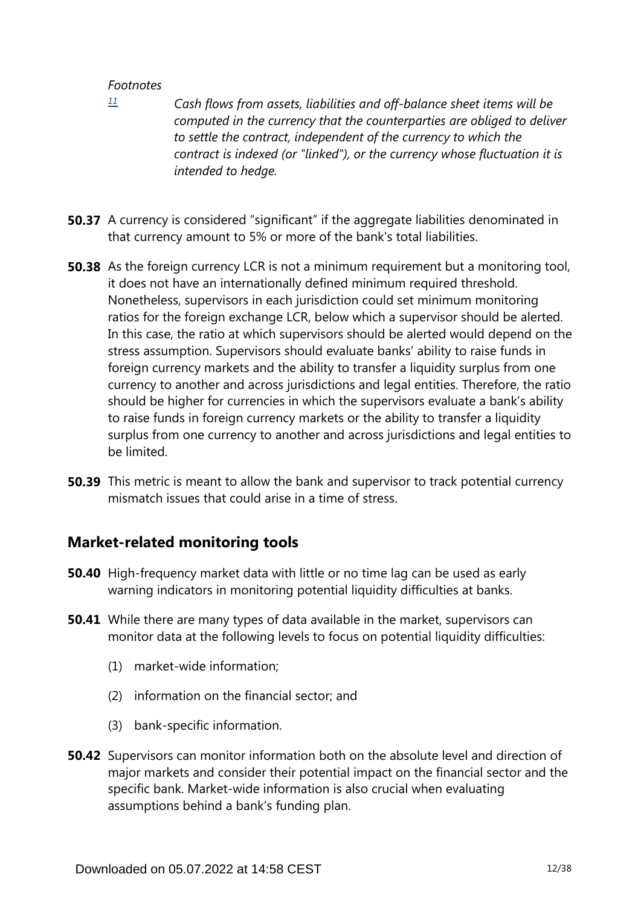*Footnotes*

[11] *Cash flows from assets, liabilities and off-balance sheet items will be computed in the currency that the counterparties are obliged to deliver to settle the contract, independent of the currency to which the contract is indexed (or "linked"), or the currency whose fluctuation it is intended to hedge.*

**50.37** A currency is considered "significant" if the aggregate liabilities denominated in that currency amount to 5% or more of the bank's total liabilities.

**50.38** As the foreign currency LCR is not a minimum requirement but a monitoring tool, it does not have an internationally defined minimum required threshold. Nonetheless, supervisors in each jurisdiction could set minimum monitoring ratios for the foreign exchange LCR, below which a supervisor should be alerted. In this case, the ratio at which supervisors should be alerted would depend on the stress assumption. Supervisors should evaluate banks' ability to raise funds in foreign currency markets and the ability to transfer a liquidity surplus from one currency to another and across jurisdictions and legal entities. Therefore, the ratio should be higher for currencies in which the supervisors evaluate a bank's ability to raise funds in foreign currency markets or the ability to transfer a liquidity surplus from one currency to another and across jurisdictions and legal entities to be limited.

**50.39** This metric is meant to allow the bank and supervisor to track potential currency mismatch issues that could arise in a time of stress.

## Market-related monitoring tools

**50.40** High-frequency market data with little or no time lag can be used as early warning indicators in monitoring potential liquidity difficulties at banks.

**50.41** While there are many types of data available in the market, supervisors can monitor data at the following levels to focus on potential liquidity difficulties:

(1) market-wide information;

(2) information on the financial sector; and

(3) bank-specific information.

**50.42** Supervisors can monitor information both on the absolute level and direction of major markets and consider their potential impact on the financial sector and the specific bank. Market-wide information is also crucial when evaluating assumptions behind a bank's funding plan.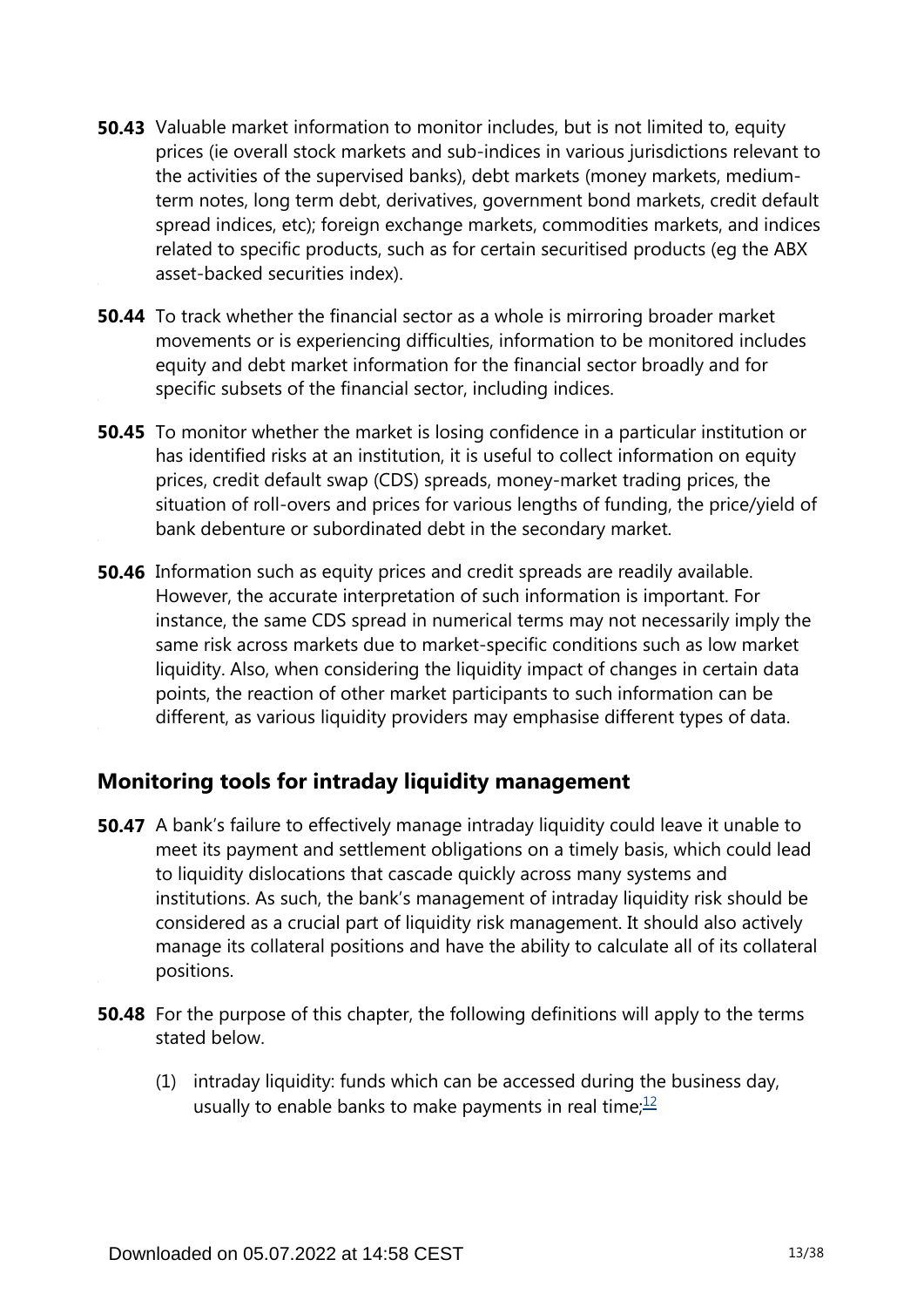**50.43** Valuable market information to monitor includes, but is not limited to, equity prices (ie overall stock markets and sub-indices in various jurisdictions relevant to the activities of the supervised banks), debt markets (money markets, medium-term notes, long term debt, derivatives, government bond markets, credit default spread indices, etc); foreign exchange markets, commodities markets, and indices related to specific products, such as for certain securitised products (eg the ABX asset-backed securities index).

**50.44** To track whether the financial sector as a whole is mirroring broader market movements or is experiencing difficulties, information to be monitored includes equity and debt market information for the financial sector broadly and for specific subsets of the financial sector, including indices.

**50.45** To monitor whether the market is losing confidence in a particular institution or has identified risks at an institution, it is useful to collect information on equity prices, credit default swap (CDS) spreads, money-market trading prices, the situation of roll-overs and prices for various lengths of funding, the price/yield of bank debenture or subordinated debt in the secondary market.

**50.46** Information such as equity prices and credit spreads are readily available. However, the accurate interpretation of such information is important. For instance, the same CDS spread in numerical terms may not necessarily imply the same risk across markets due to market-specific conditions such as low market liquidity. Also, when considering the liquidity impact of changes in certain data points, the reaction of other market participants to such information can be different, as various liquidity providers may emphasise different types of data.

## Monitoring tools for intraday liquidity management

**50.47** A bank's failure to effectively manage intraday liquidity could leave it unable to meet its payment and settlement obligations on a timely basis, which could lead to liquidity dislocations that cascade quickly across many systems and institutions. As such, the bank's management of intraday liquidity risk should be considered as a crucial part of liquidity risk management. It should also actively manage its collateral positions and have the ability to calculate all of its collateral positions.

**50.48** For the purpose of this chapter, the following definitions will apply to the terms stated below.

(1) intraday liquidity: funds which can be accessed during the business day, usually to enable banks to make payments in real time;[12]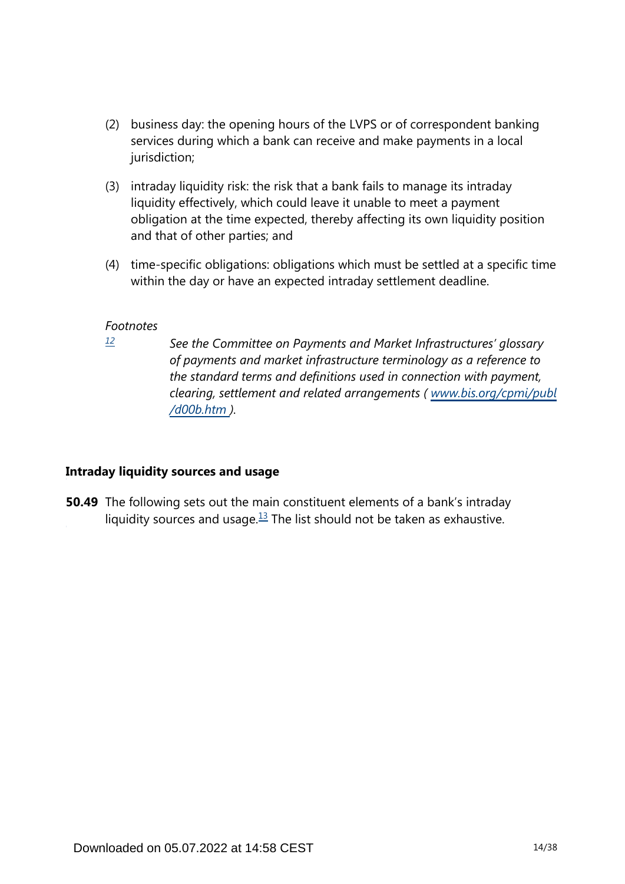(2) business day: the opening hours of the LVPS or of correspondent banking services during which a bank can receive and make payments in a local jurisdiction;

(3) intraday liquidity risk: the risk that a bank fails to manage its intraday liquidity effectively, which could leave it unable to meet a payment obligation at the time expected, thereby affecting its own liquidity position and that of other parties; and

(4) time-specific obligations: obligations which must be settled at a specific time within the day or have an expected intraday settlement deadline.

*Footnotes*

[12] *See the Committee on Payments and Market Infrastructures' glossary of payments and market infrastructure terminology as a reference to the standard terms and definitions used in connection with payment, clearing, settlement and related arrangements ( www.bis.org/cpmi/publ/d00b.htm ).*

### Intraday liquidity sources and usage

**50.49** The following sets out the main constituent elements of a bank's intraday liquidity sources and usage.[13] The list should not be taken as exhaustive.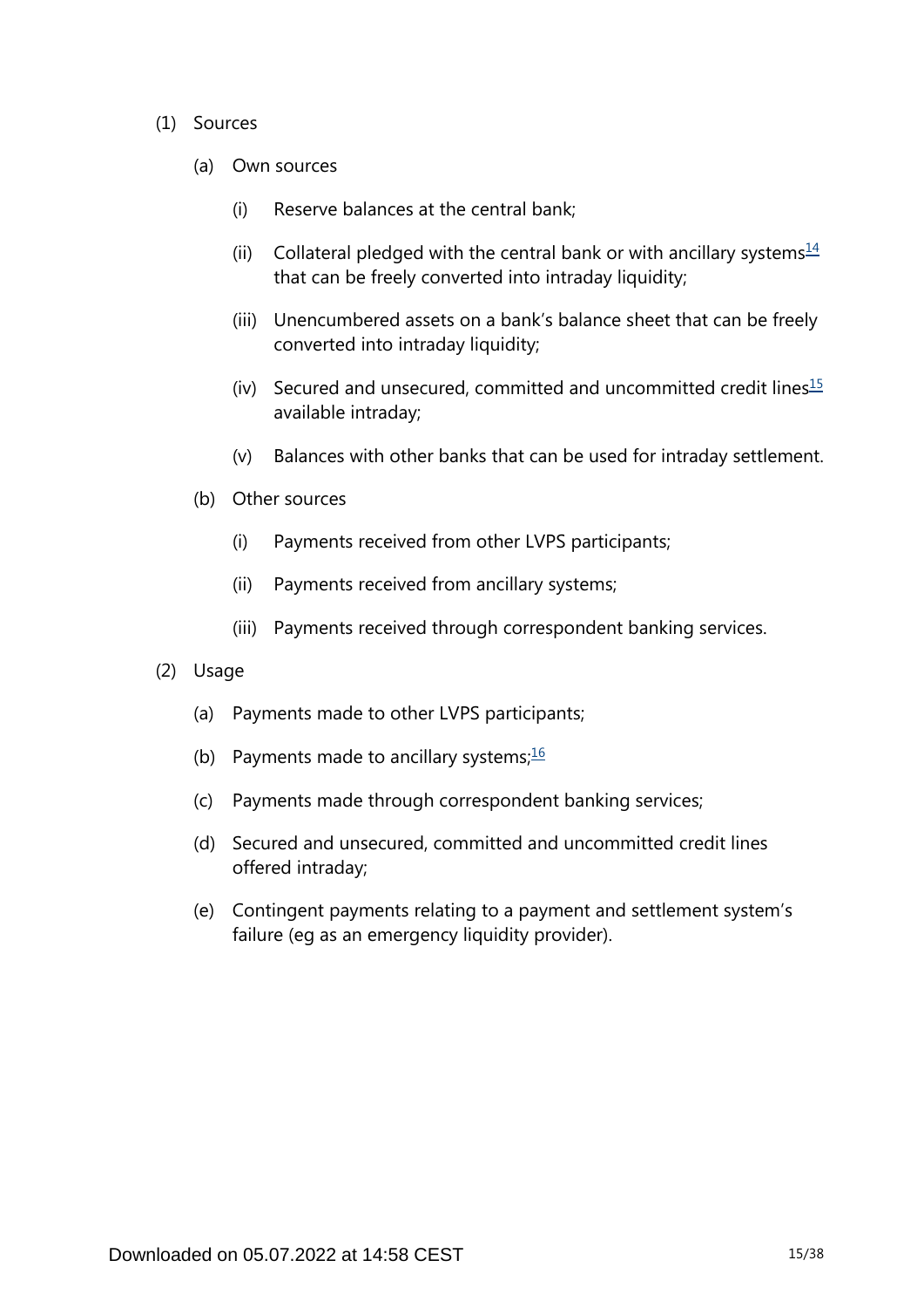(1) Sources

(a) Own sources

(i) Reserve balances at the central bank;

(ii) Collateral pledged with the central bank or with ancillary systems[14] that can be freely converted into intraday liquidity;

(iii) Unencumbered assets on a bank's balance sheet that can be freely converted into intraday liquidity;

(iv) Secured and unsecured, committed and uncommitted credit lines[15] available intraday;

(v) Balances with other banks that can be used for intraday settlement.

(b) Other sources

(i) Payments received from other LVPS participants;

(ii) Payments received from ancillary systems;

(iii) Payments received through correspondent banking services.

(2) Usage

(a) Payments made to other LVPS participants;

(b) Payments made to ancillary systems;[16]

(c) Payments made through correspondent banking services;

(d) Secured and unsecured, committed and uncommitted credit lines offered intraday;

(e) Contingent payments relating to a payment and settlement system's failure (eg as an emergency liquidity provider).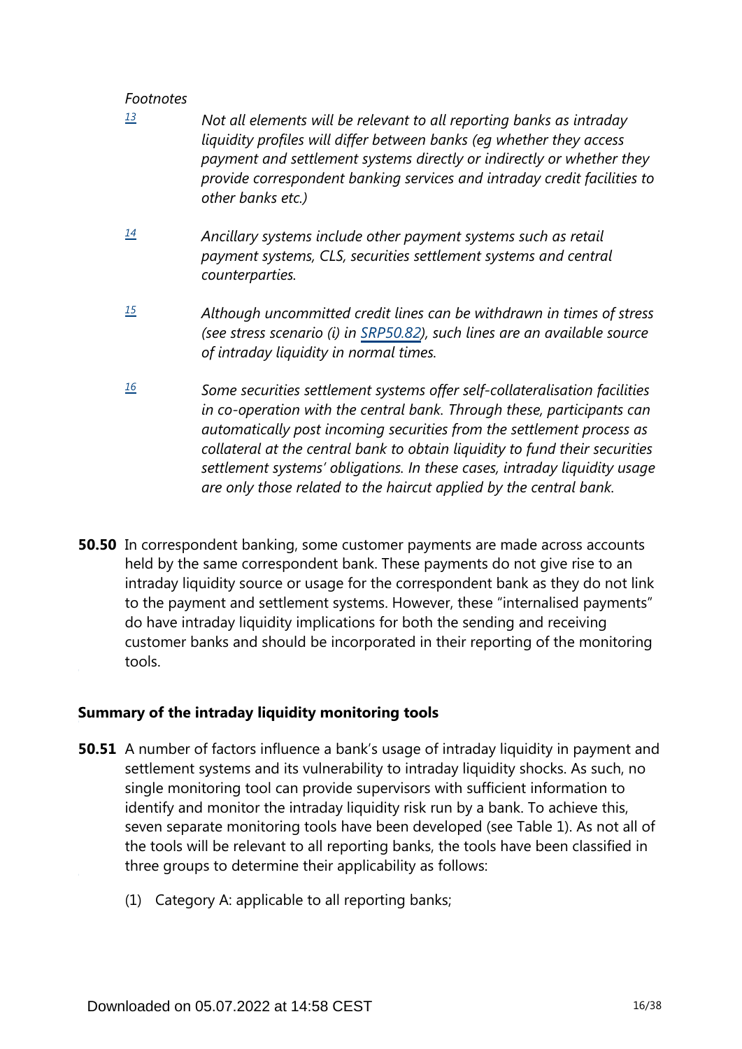*Footnotes*

[13] *Not all elements will be relevant to all reporting banks as intraday liquidity profiles will differ between banks (eg whether they access payment and settlement systems directly or indirectly or whether they provide correspondent banking services and intraday credit facilities to other banks etc.)*

[14] *Ancillary systems include other payment systems such as retail payment systems, CLS, securities settlement systems and central counterparties.*

[15] *Although uncommitted credit lines can be withdrawn in times of stress (see stress scenario (i) in SRP50.82), such lines are an available source of intraday liquidity in normal times.*

[16] *Some securities settlement systems offer self-collateralisation facilities in co-operation with the central bank. Through these, participants can automatically post incoming securities from the settlement process as collateral at the central bank to obtain liquidity to fund their securities settlement systems' obligations. In these cases, intraday liquidity usage are only those related to the haircut applied by the central bank.*

**50.50** In correspondent banking, some customer payments are made across accounts held by the same correspondent bank. These payments do not give rise to an intraday liquidity source or usage for the correspondent bank as they do not link to the payment and settlement systems. However, these "internalised payments" do have intraday liquidity implications for both the sending and receiving customer banks and should be incorporated in their reporting of the monitoring tools.

### Summary of the intraday liquidity monitoring tools

**50.51** A number of factors influence a bank's usage of intraday liquidity in payment and settlement systems and its vulnerability to intraday liquidity shocks. As such, no single monitoring tool can provide supervisors with sufficient information to identify and monitor the intraday liquidity risk run by a bank. To achieve this, seven separate monitoring tools have been developed (see Table 1). As not all of the tools will be relevant to all reporting banks, the tools have been classified in three groups to determine their applicability as follows:

(1) Category A: applicable to all reporting banks;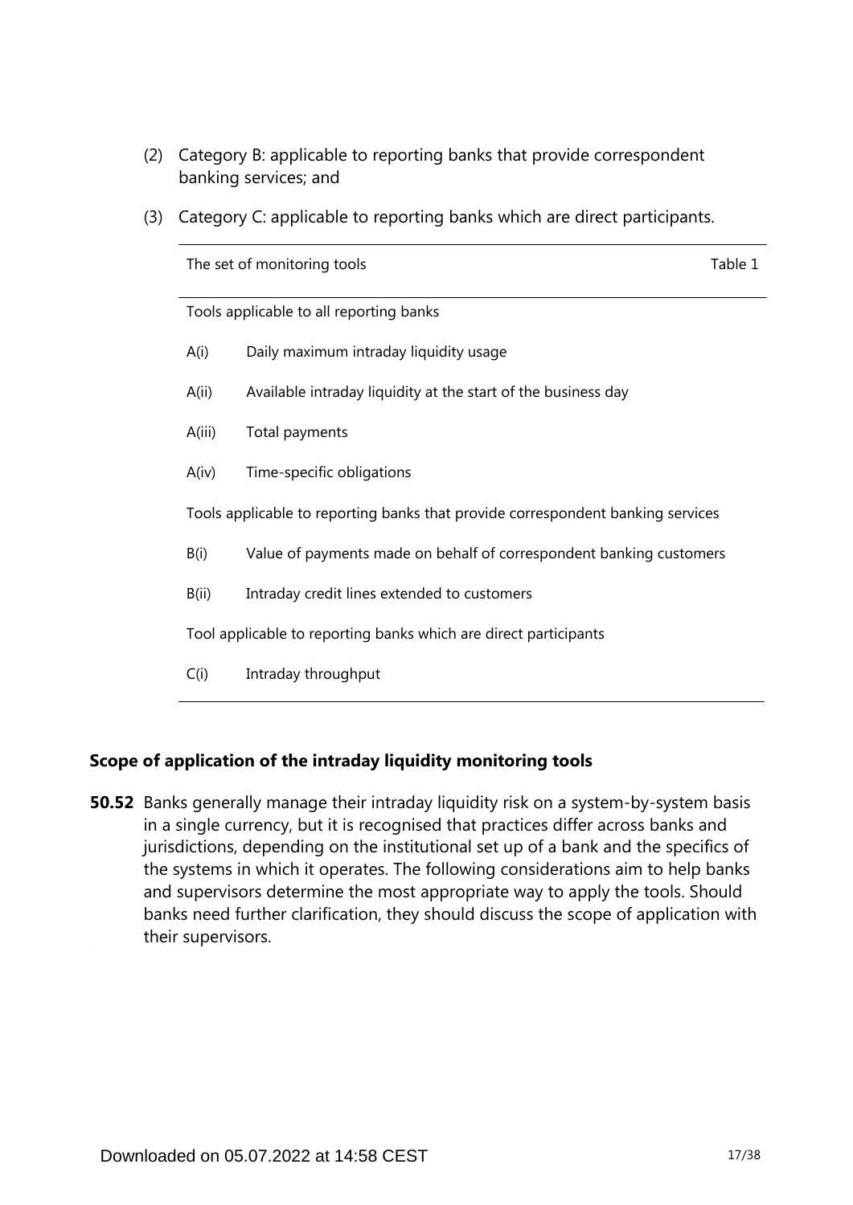(2) Category B: applicable to reporting banks that provide correspondent banking services; and

(3) Category C: applicable to reporting banks which are direct participants.

| The set of monitoring tools | Table 1 |
|---|---|
| **Tools applicable to all reporting banks** | |
| A(i) | Daily maximum intraday liquidity usage |
| A(ii) | Available intraday liquidity at the start of the business day |
| A(iii) | Total payments |
| A(iv) | Time-specific obligations |
| **Tools applicable to reporting banks that provide correspondent banking services** | |
| B(i) | Value of payments made on behalf of correspondent banking customers |
| B(ii) | Intraday credit lines extended to customers |
| **Tool applicable to reporting banks which are direct participants** | |
| C(i) | Intraday throughput |

### Scope of application of the intraday liquidity monitoring tools

**50.52** Banks generally manage their intraday liquidity risk on a system-by-system basis in a single currency, but it is recognised that practices differ across banks and jurisdictions, depending on the institutional set up of a bank and the specifics of the systems in which it operates. The following considerations aim to help banks and supervisors determine the most appropriate way to apply the tools. Should banks need further clarification, they should discuss the scope of application with their supervisors.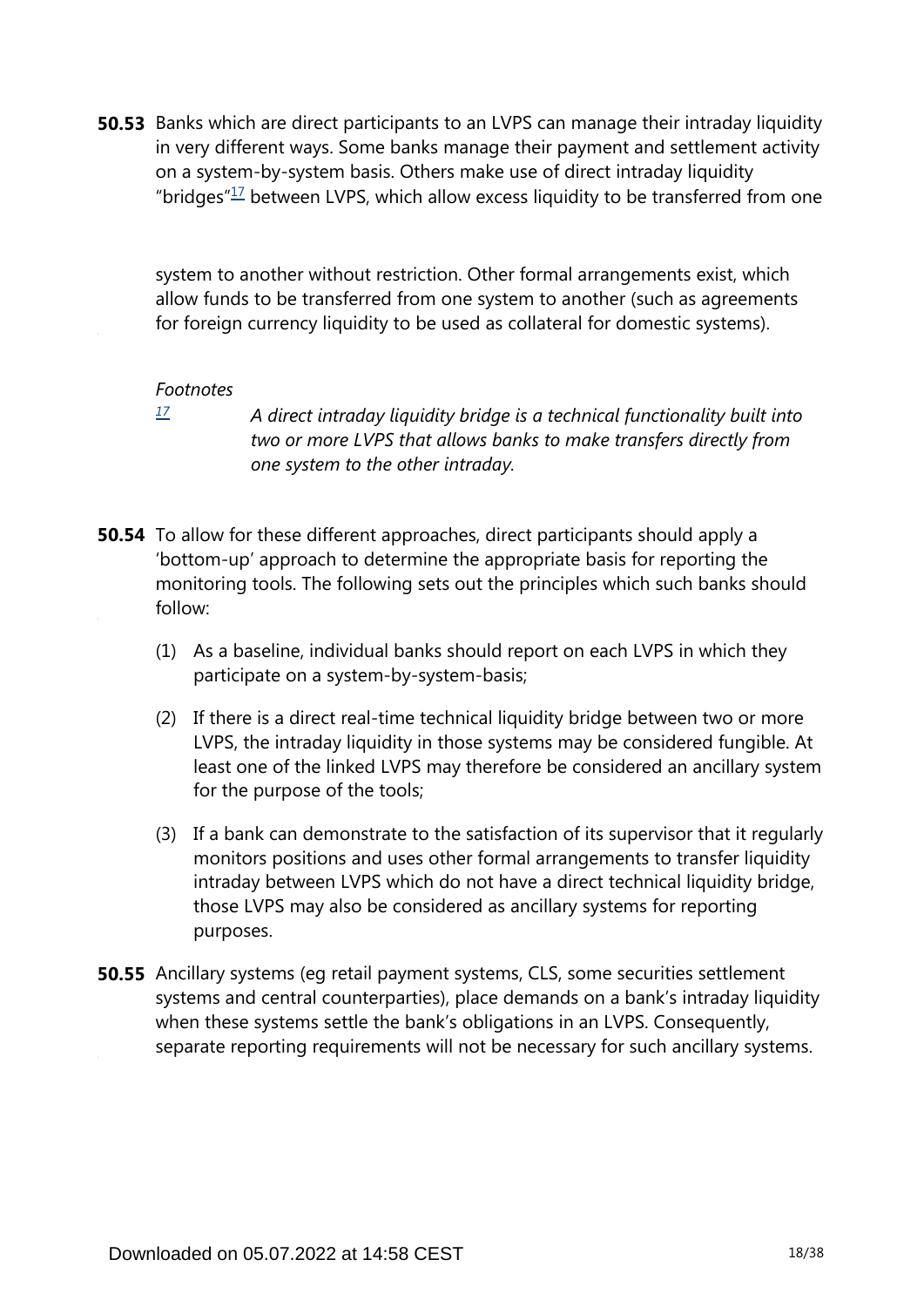**50.53** Banks which are direct participants to an LVPS can manage their intraday liquidity in very different ways. Some banks manage their payment and settlement activity on a system-by-system basis. Others make use of direct intraday liquidity "bridges"[17] between LVPS, which allow excess liquidity to be transferred from one system to another without restriction. Other formal arrangements exist, which allow funds to be transferred from one system to another (such as agreements for foreign currency liquidity to be used as collateral for domestic systems).

*Footnotes*

[17] *A direct intraday liquidity bridge is a technical functionality built into two or more LVPS that allows banks to make transfers directly from one system to the other intraday.*

**50.54** To allow for these different approaches, direct participants should apply a 'bottom-up' approach to determine the appropriate basis for reporting the monitoring tools. The following sets out the principles which such banks should follow:

(1) As a baseline, individual banks should report on each LVPS in which they participate on a system-by-system-basis;

(2) If there is a direct real-time technical liquidity bridge between two or more LVPS, the intraday liquidity in those systems may be considered fungible. At least one of the linked LVPS may therefore be considered an ancillary system for the purpose of the tools;

(3) If a bank can demonstrate to the satisfaction of its supervisor that it regularly monitors positions and uses other formal arrangements to transfer liquidity intraday between LVPS which do not have a direct technical liquidity bridge, those LVPS may also be considered as ancillary systems for reporting purposes.

**50.55** Ancillary systems (eg retail payment systems, CLS, some securities settlement systems and central counterparties), place demands on a bank's intraday liquidity when these systems settle the bank's obligations in an LVPS. Consequently, separate reporting requirements will not be necessary for such ancillary systems.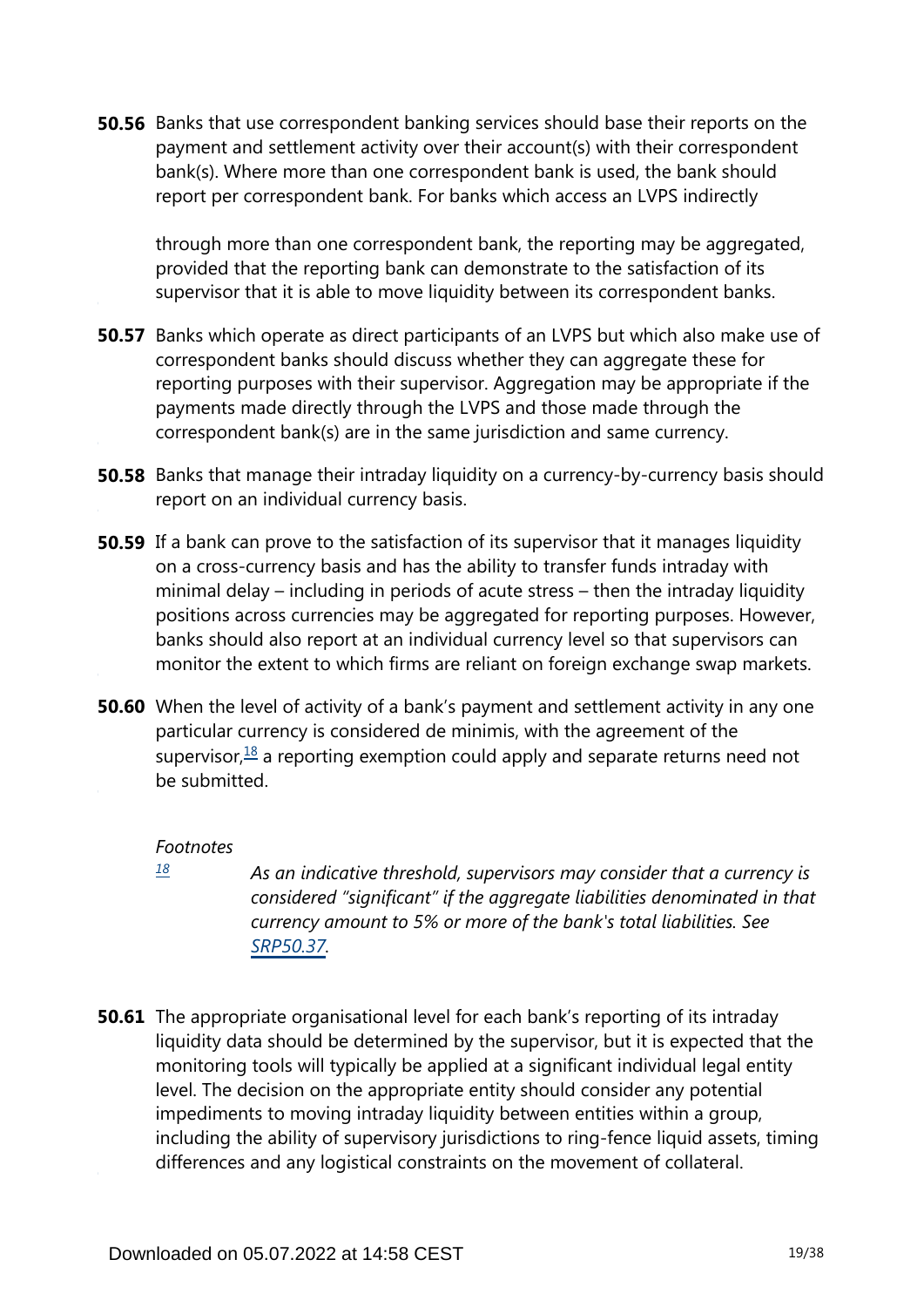**50.56** Banks that use correspondent banking services should base their reports on the payment and settlement activity over their account(s) with their correspondent bank(s). Where more than one correspondent bank is used, the bank should report per correspondent bank. For banks which access an LVPS indirectly through more than one correspondent bank, the reporting may be aggregated, provided that the reporting bank can demonstrate to the satisfaction of its supervisor that it is able to move liquidity between its correspondent banks.

**50.57** Banks which operate as direct participants of an LVPS but which also make use of correspondent banks should discuss whether they can aggregate these for reporting purposes with their supervisor. Aggregation may be appropriate if the payments made directly through the LVPS and those made through the correspondent bank(s) are in the same jurisdiction and same currency.

**50.58** Banks that manage their intraday liquidity on a currency-by-currency basis should report on an individual currency basis.

**50.59** If a bank can prove to the satisfaction of its supervisor that it manages liquidity on a cross-currency basis and has the ability to transfer funds intraday with minimal delay – including in periods of acute stress – then the intraday liquidity positions across currencies may be aggregated for reporting purposes. However, banks should also report at an individual currency level so that supervisors can monitor the extent to which firms are reliant on foreign exchange swap markets.

**50.60** When the level of activity of a bank's payment and settlement activity in any one particular currency is considered de minimis, with the agreement of the supervisor,[18] a reporting exemption could apply and separate returns need not be submitted.

*Footnotes*

[18] *As an indicative threshold, supervisors may consider that a currency is considered "significant" if the aggregate liabilities denominated in that currency amount to 5% or more of the bank's total liabilities. See SRP50.37.*

**50.61** The appropriate organisational level for each bank's reporting of its intraday liquidity data should be determined by the supervisor, but it is expected that the monitoring tools will typically be applied at a significant individual legal entity level. The decision on the appropriate entity should consider any potential impediments to moving intraday liquidity between entities within a group, including the ability of supervisory jurisdictions to ring-fence liquid assets, timing differences and any logistical constraints on the movement of collateral.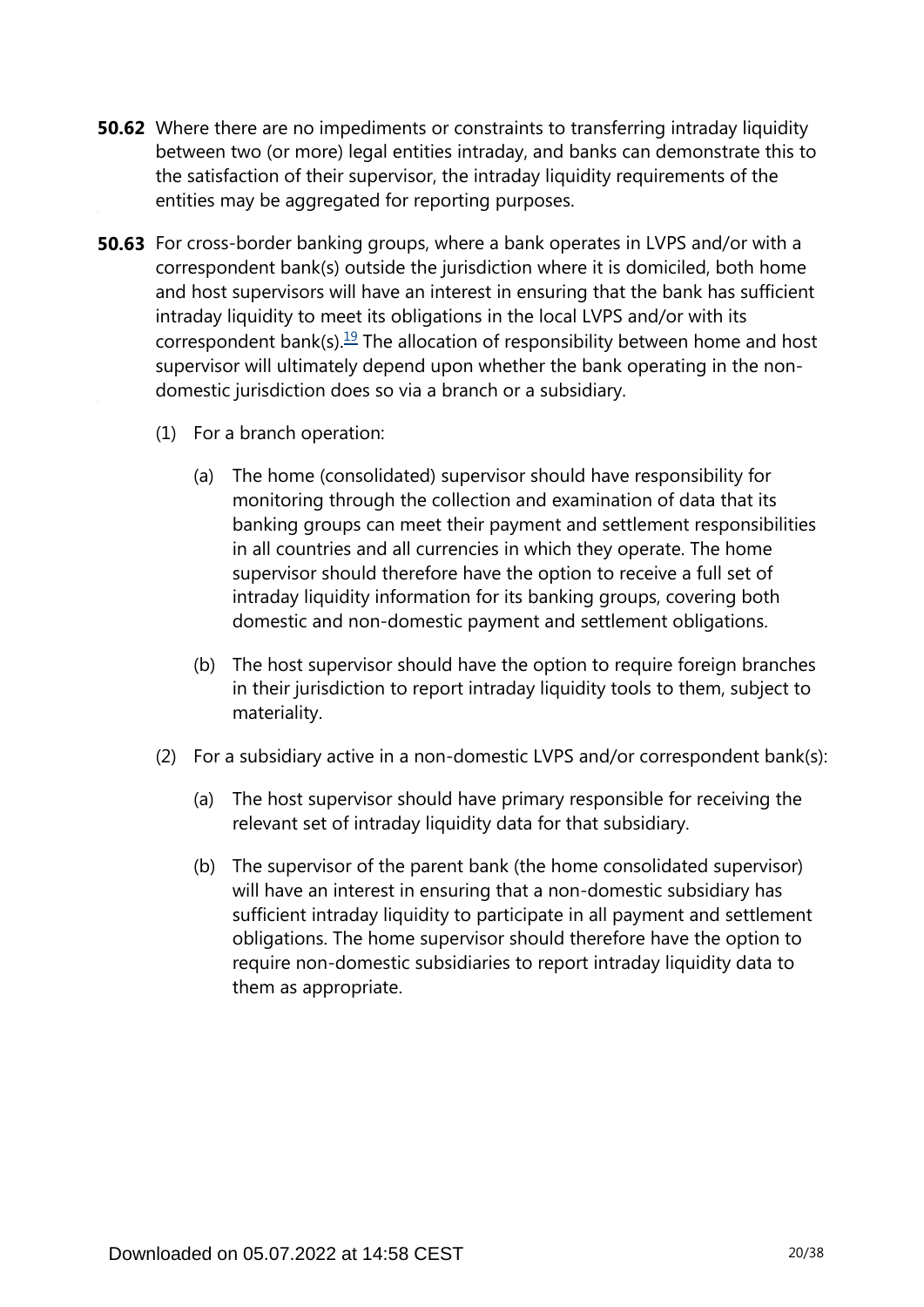**50.62** Where there are no impediments or constraints to transferring intraday liquidity between two (or more) legal entities intraday, and banks can demonstrate this to the satisfaction of their supervisor, the intraday liquidity requirements of the entities may be aggregated for reporting purposes.

**50.63** For cross-border banking groups, where a bank operates in LVPS and/or with a correspondent bank(s) outside the jurisdiction where it is domiciled, both home and host supervisors will have an interest in ensuring that the bank has sufficient intraday liquidity to meet its obligations in the local LVPS and/or with its correspondent bank(s).[19] The allocation of responsibility between home and host supervisor will ultimately depend upon whether the bank operating in the non-domestic jurisdiction does so via a branch or a subsidiary.

(1) For a branch operation:

(a) The home (consolidated) supervisor should have responsibility for monitoring through the collection and examination of data that its banking groups can meet their payment and settlement responsibilities in all countries and all currencies in which they operate. The home supervisor should therefore have the option to receive a full set of intraday liquidity information for its banking groups, covering both domestic and non-domestic payment and settlement obligations.

(b) The host supervisor should have the option to require foreign branches in their jurisdiction to report intraday liquidity tools to them, subject to materiality.

(2) For a subsidiary active in a non-domestic LVPS and/or correspondent bank(s):

(a) The host supervisor should have primary responsible for receiving the relevant set of intraday liquidity data for that subsidiary.

(b) The supervisor of the parent bank (the home consolidated supervisor) will have an interest in ensuring that a non-domestic subsidiary has sufficient intraday liquidity to participate in all payment and settlement obligations. The home supervisor should therefore have the option to require non-domestic subsidiaries to report intraday liquidity data to them as appropriate.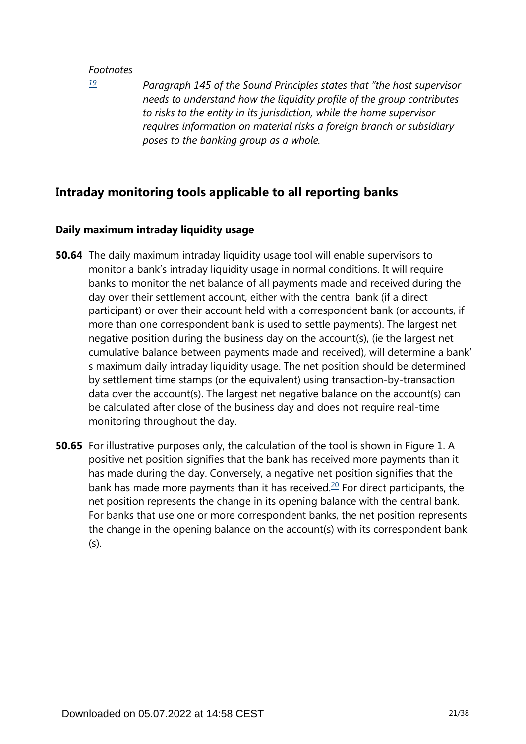*Footnotes*

[19] *Paragraph 145 of the Sound Principles states that "the host supervisor needs to understand how the liquidity profile of the group contributes to risks to the entity in its jurisdiction, while the home supervisor requires information on material risks a foreign branch or subsidiary poses to the banking group as a whole.*

## Intraday monitoring tools applicable to all reporting banks

### Daily maximum intraday liquidity usage

**50.64** The daily maximum intraday liquidity usage tool will enable supervisors to monitor a bank's intraday liquidity usage in normal conditions. It will require banks to monitor the net balance of all payments made and received during the day over their settlement account, either with the central bank (if a direct participant) or over their account held with a correspondent bank (or accounts, if more than one correspondent bank is used to settle payments). The largest net negative position during the business day on the account(s), (ie the largest net cumulative balance between payments made and received), will determine a bank's maximum daily intraday liquidity usage. The net position should be determined by settlement time stamps (or the equivalent) using transaction-by-transaction data over the account(s). The largest net negative balance on the account(s) can be calculated after close of the business day and does not require real-time monitoring throughout the day.

**50.65** For illustrative purposes only, the calculation of the tool is shown in Figure 1. A positive net position signifies that the bank has received more payments than it has made during the day. Conversely, a negative net position signifies that the bank has made more payments than it has received.[20] For direct participants, the net position represents the change in its opening balance with the central bank. For banks that use one or more correspondent banks, the net position represents the change in the opening balance on the account(s) with its correspondent bank (s).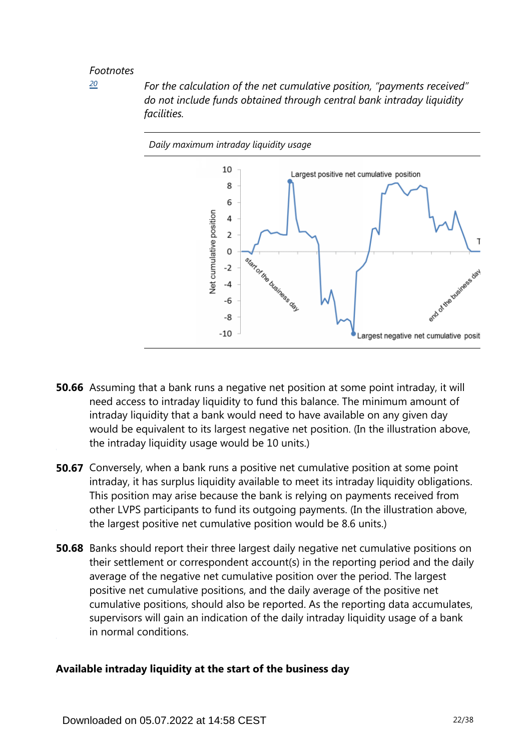*Footnotes*

[20] *For the calculation of the net cumulative position, "payments received" do not include funds obtained through central bank intraday liquidity facilities.*

*Daily maximum intraday liquidity usage*

**50.66** Assuming that a bank runs a negative net position at some point intraday, it will need access to intraday liquidity to fund this balance. The minimum amount of intraday liquidity that a bank would need to have available on any given day would be equivalent to its largest negative net position. (In the illustration above, the intraday liquidity usage would be 10 units.)

**50.67** Conversely, when a bank runs a positive net cumulative position at some point intraday, it has surplus liquidity available to meet its intraday liquidity obligations. This position may arise because the bank is relying on payments received from other LVPS participants to fund its outgoing payments. (In the illustration above, the largest positive net cumulative position would be 8.6 units.)

**50.68** Banks should report their three largest daily negative net cumulative positions on their settlement or correspondent account(s) in the reporting period and the daily average of the negative net cumulative position over the period. The largest positive net cumulative positions, and the daily average of the positive net cumulative positions, should also be reported. As the reporting data accumulates, supervisors will gain an indication of the daily intraday liquidity usage of a bank in normal conditions.

### Available intraday liquidity at the start of the business day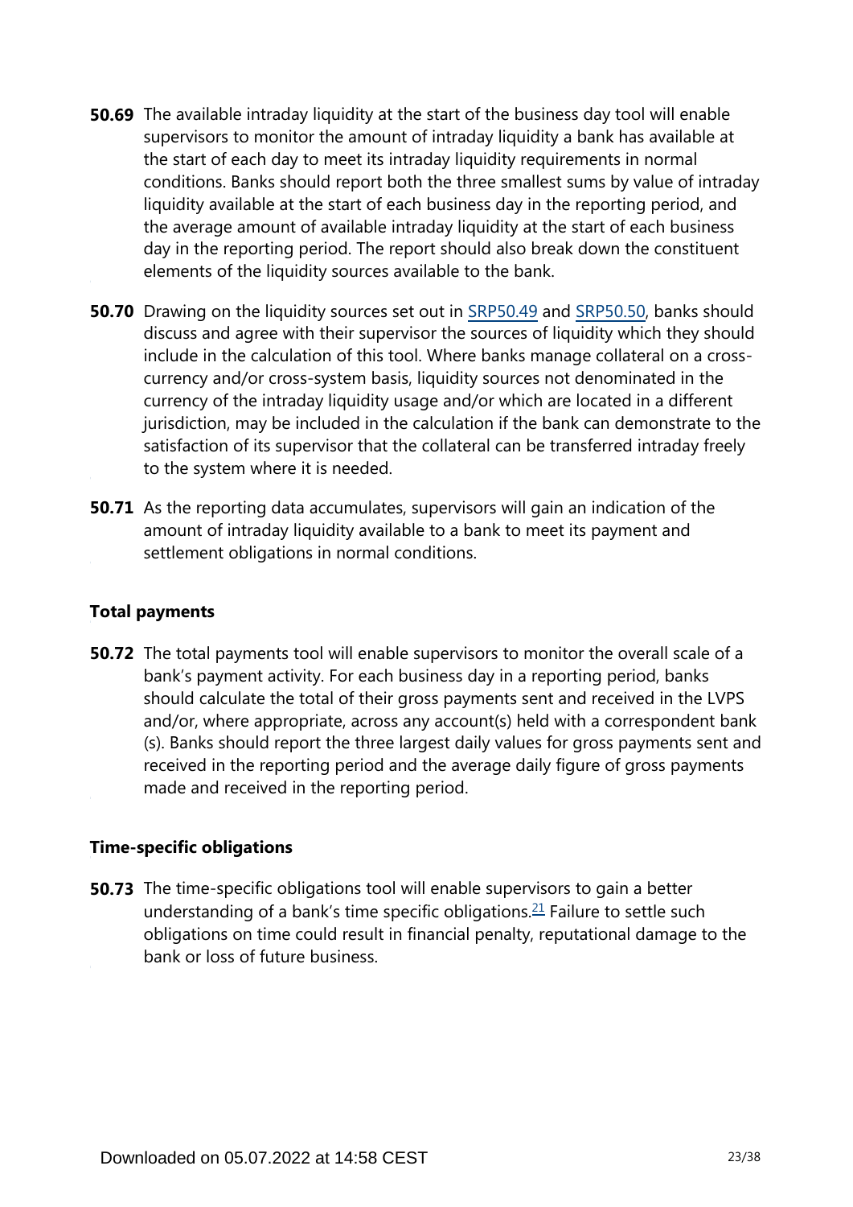**50.69** The available intraday liquidity at the start of the business day tool will enable supervisors to monitor the amount of intraday liquidity a bank has available at the start of each day to meet its intraday liquidity requirements in normal conditions. Banks should report both the three smallest sums by value of intraday liquidity available at the start of each business day in the reporting period, and the average amount of available intraday liquidity at the start of each business day in the reporting period. The report should also break down the constituent elements of the liquidity sources available to the bank.

**50.70** Drawing on the liquidity sources set out in SRP50.49 and SRP50.50, banks should discuss and agree with their supervisor the sources of liquidity which they should include in the calculation of this tool. Where banks manage collateral on a cross-currency and/or cross-system basis, liquidity sources not denominated in the currency of the intraday liquidity usage and/or which are located in a different jurisdiction, may be included in the calculation if the bank can demonstrate to the satisfaction of its supervisor that the collateral can be transferred intraday freely to the system where it is needed.

**50.71** As the reporting data accumulates, supervisors will gain an indication of the amount of intraday liquidity available to a bank to meet its payment and settlement obligations in normal conditions.

### Total payments

**50.72** The total payments tool will enable supervisors to monitor the overall scale of a bank's payment activity. For each business day in a reporting period, banks should calculate the total of their gross payments sent and received in the LVPS and/or, where appropriate, across any account(s) held with a correspondent bank (s). Banks should report the three largest daily values for gross payments sent and received in the reporting period and the average daily figure of gross payments made and received in the reporting period.

### Time-specific obligations

**50.73** The time-specific obligations tool will enable supervisors to gain a better understanding of a bank's time specific obligations.[21] Failure to settle such obligations on time could result in financial penalty, reputational damage to the bank or loss of future business.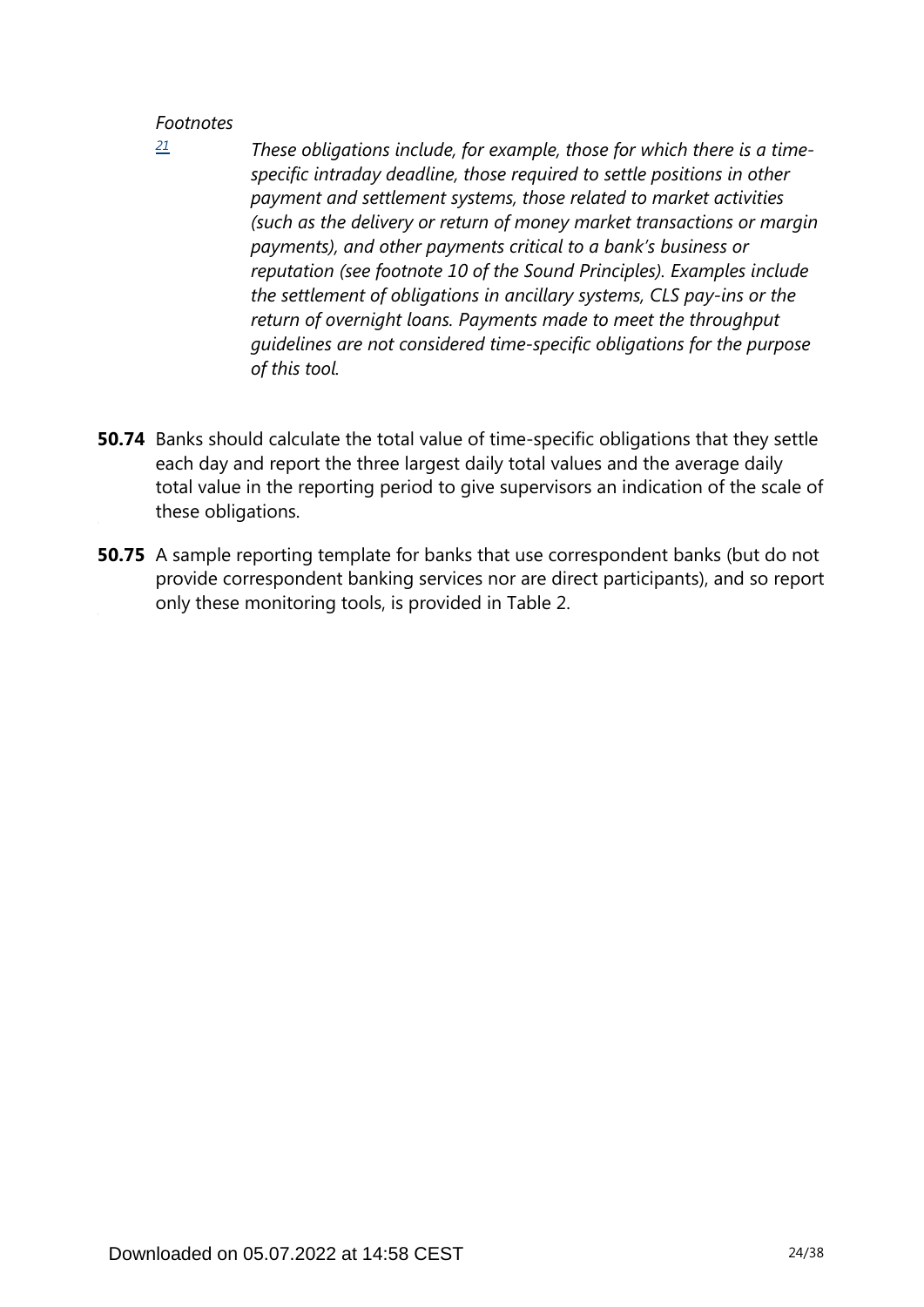*Footnotes*

[21] *These obligations include, for example, those for which there is a time-specific intraday deadline, those required to settle positions in other payment and settlement systems, those related to market activities (such as the delivery or return of money market transactions or margin payments), and other payments critical to a bank's business or reputation (see footnote 10 of the Sound Principles). Examples include the settlement of obligations in ancillary systems, CLS pay-ins or the return of overnight loans. Payments made to meet the throughput guidelines are not considered time-specific obligations for the purpose of this tool.*

**50.74** Banks should calculate the total value of time-specific obligations that they settle each day and report the three largest daily total values and the average daily total value in the reporting period to give supervisors an indication of the scale of these obligations.

**50.75** A sample reporting template for banks that use correspondent banks (but do not provide correspondent banking services nor are direct participants), and so report only these monitoring tools, is provided in Table 2.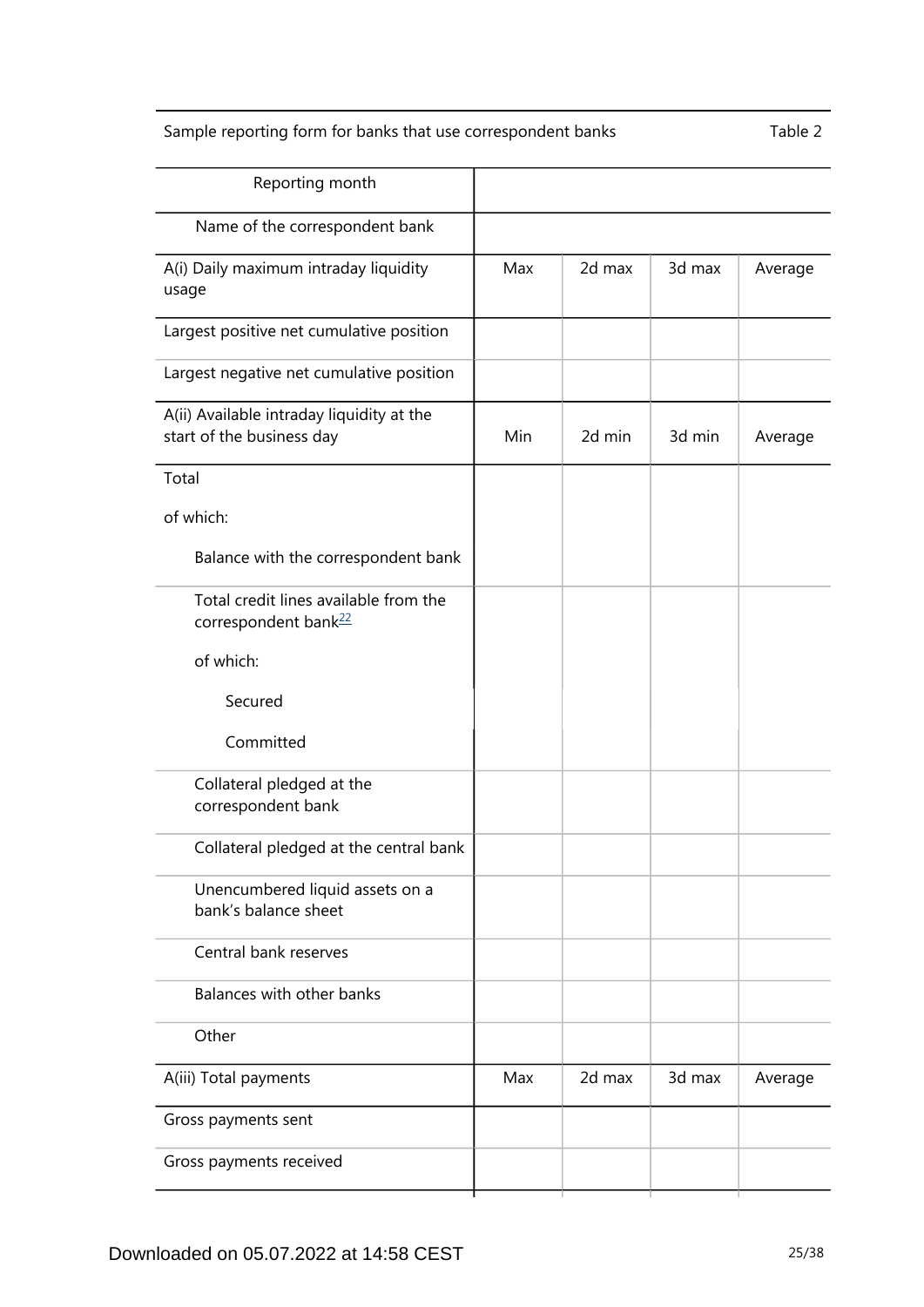Sample reporting form for banks that use correspondent banks — Table 2

| Reporting month | | | | |
|---|---|---|---|---|
| Name of the correspondent bank | | | | |
| A(i) Daily maximum intraday liquidity usage | Max | 2d max | 3d max | Average |
| Largest positive net cumulative position | | | | |
| Largest negative net cumulative position | | | | |
| A(ii) Available intraday liquidity at the start of the business day | Min | 2d min | 3d min | Average |
| Total | | | | |
| of which: | | | | |
| Balance with the correspondent bank | | | | |
| Total credit lines available from the correspondent bank[22] | | | | |
| of which: | | | | |
| Secured | | | | |
| Committed | | | | |
| Collateral pledged at the correspondent bank | | | | |
| Collateral pledged at the central bank | | | | |
| Unencumbered liquid assets on a bank's balance sheet | | | | |
| Central bank reserves | | | | |
| Balances with other banks | | | | |
| Other | | | | |
| A(iii) Total payments | Max | 2d max | 3d max | Average |
| Gross payments sent | | | | |
| Gross payments received | | | | |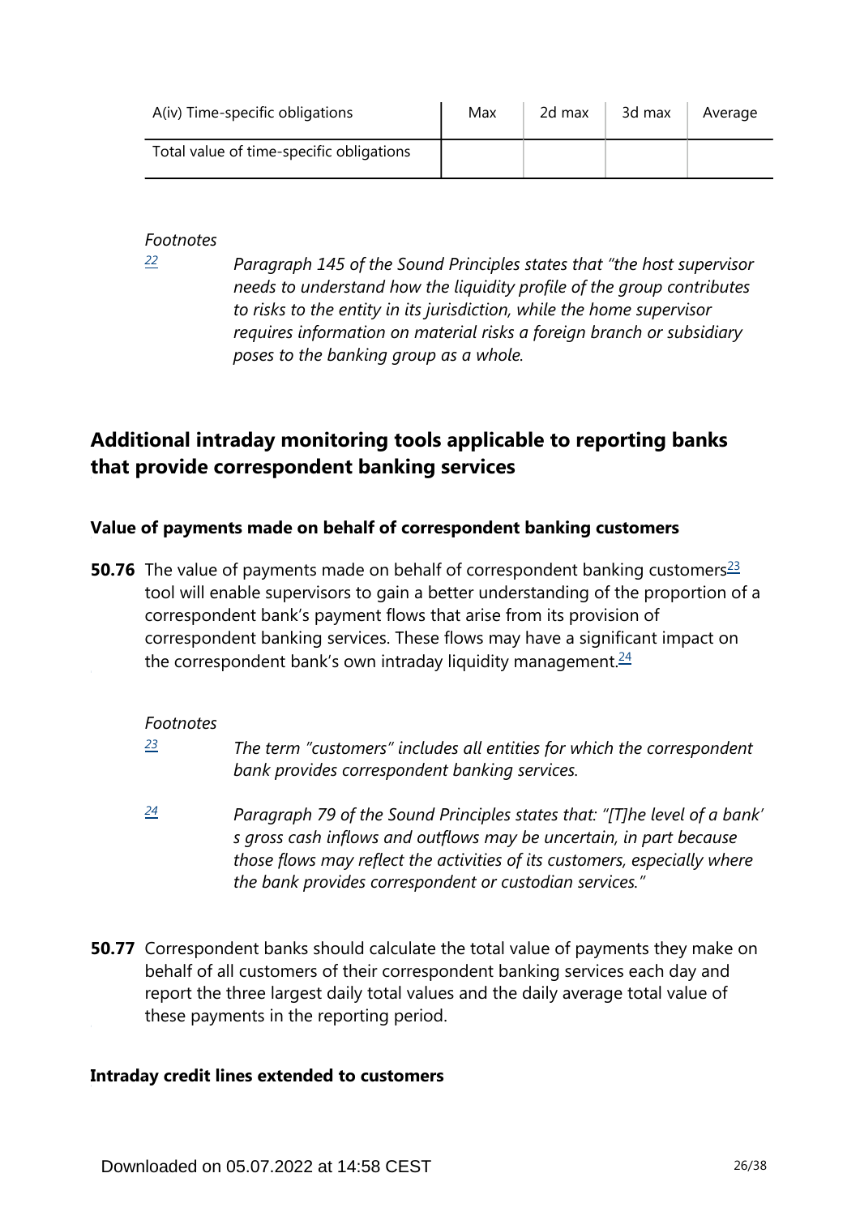| A(iv) Time-specific obligations | Max | 2d max | 3d max | Average |
| --- | --- | --- | --- | --- |
| Total value of time-specific obligations | | | | |

*Footnotes*

[22] *Paragraph 145 of the Sound Principles states that "the host supervisor needs to understand how the liquidity profile of the group contributes to risks to the entity in its jurisdiction, while the home supervisor requires information on material risks a foreign branch or subsidiary poses to the banking group as a whole.*

## Additional intraday monitoring tools applicable to reporting banks that provide correspondent banking services

### Value of payments made on behalf of correspondent banking customers

**50.76** The value of payments made on behalf of correspondent banking customers[23] tool will enable supervisors to gain a better understanding of the proportion of a correspondent bank's payment flows that arise from its provision of correspondent banking services. These flows may have a significant impact on the correspondent bank's own intraday liquidity management.[24]

*Footnotes*

[23] *The term "customers" includes all entities for which the correspondent bank provides correspondent banking services.*

[24] *Paragraph 79 of the Sound Principles states that: "[T]he level of a bank' s gross cash inflows and outflows may be uncertain, in part because those flows may reflect the activities of its customers, especially where the bank provides correspondent or custodian services."*

**50.77** Correspondent banks should calculate the total value of payments they make on behalf of all customers of their correspondent banking services each day and report the three largest daily total values and the daily average total value of these payments in the reporting period.

### Intraday credit lines extended to customers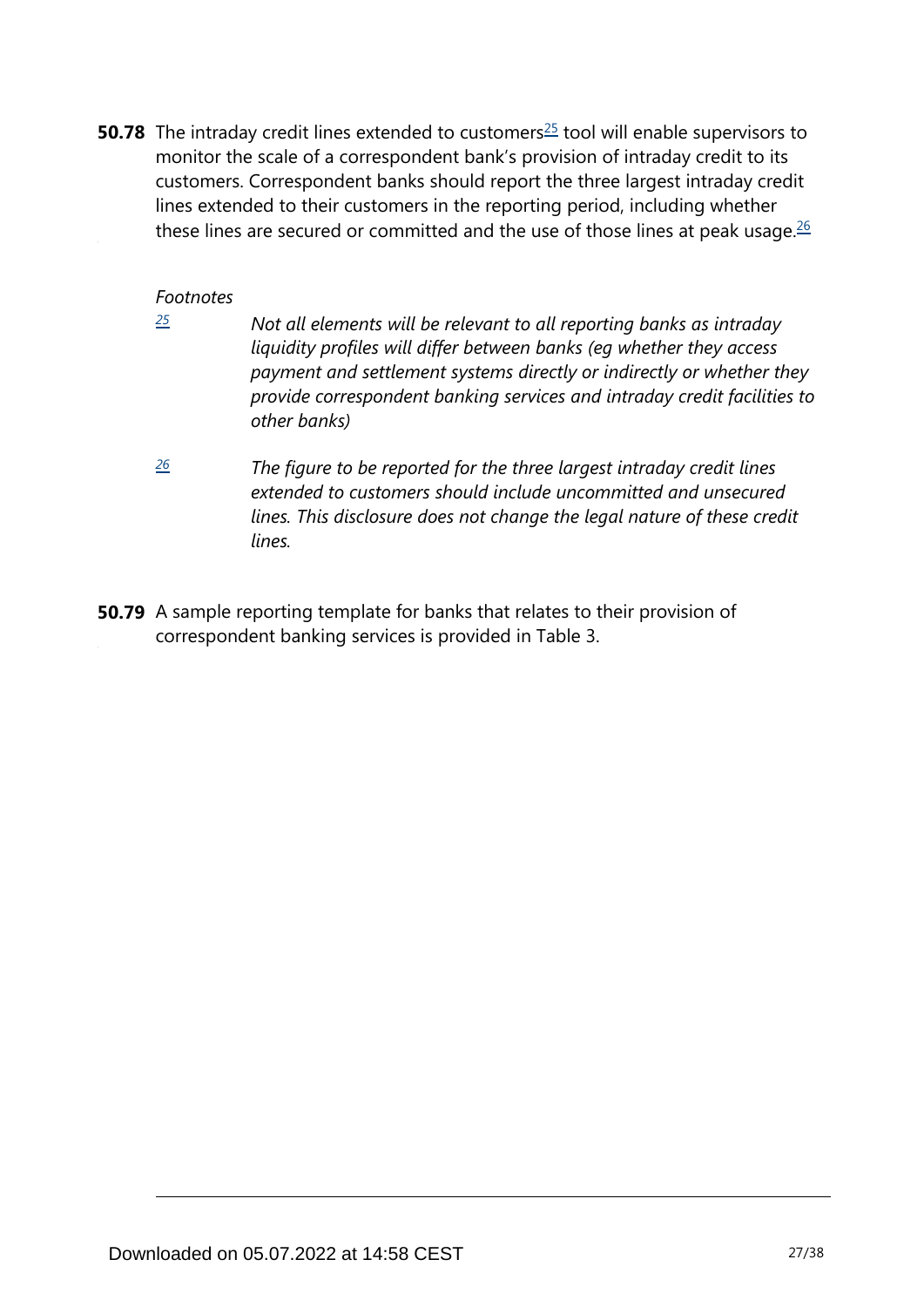**50.78** The intraday credit lines extended to customers[25] tool will enable supervisors to monitor the scale of a correspondent bank's provision of intraday credit to its customers. Correspondent banks should report the three largest intraday credit lines extended to their customers in the reporting period, including whether these lines are secured or committed and the use of those lines at peak usage.[26]

*Footnotes*

[25] *Not all elements will be relevant to all reporting banks as intraday liquidity profiles will differ between banks (eg whether they access payment and settlement systems directly or indirectly or whether they provide correspondent banking services and intraday credit facilities to other banks)*

[26] *The figure to be reported for the three largest intraday credit lines extended to customers should include uncommitted and unsecured lines. This disclosure does not change the legal nature of these credit lines.*

**50.79** A sample reporting template for banks that relates to their provision of correspondent banking services is provided in Table 3.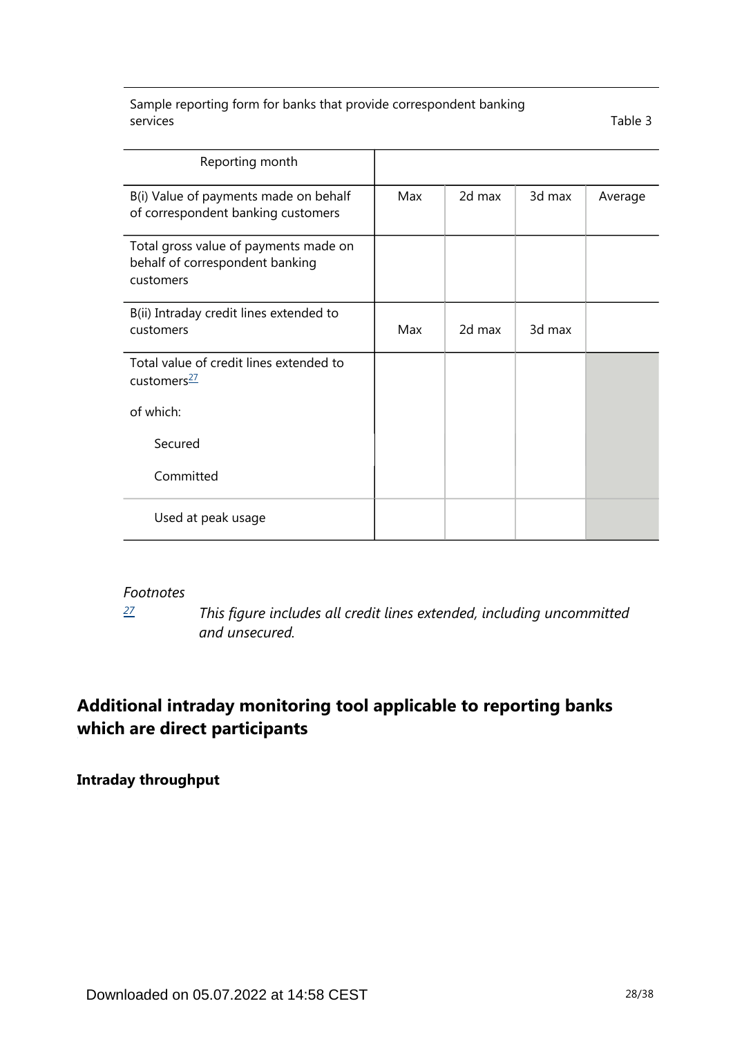Sample reporting form for banks that provide correspondent banking services

Table 3

| Reporting month | | | | |
|---|---|---|---|---|
| B(i) Value of payments made on behalf of correspondent banking customers | Max | 2d max | 3d max | Average |
| Total gross value of payments made on behalf of correspondent banking customers | | | | |
| B(ii) Intraday credit lines extended to customers | Max | 2d max | 3d max | |
| Total value of credit lines extended to customers[27] | | | | |
| of which: | | | | |
| Secured | | | | |
| Committed | | | | |
| Used at peak usage | | | | |

*Footnotes*

[27] *This figure includes all credit lines extended, including uncommitted and unsecured.*

## Additional intraday monitoring tool applicable to reporting banks which are direct participants

### Intraday throughput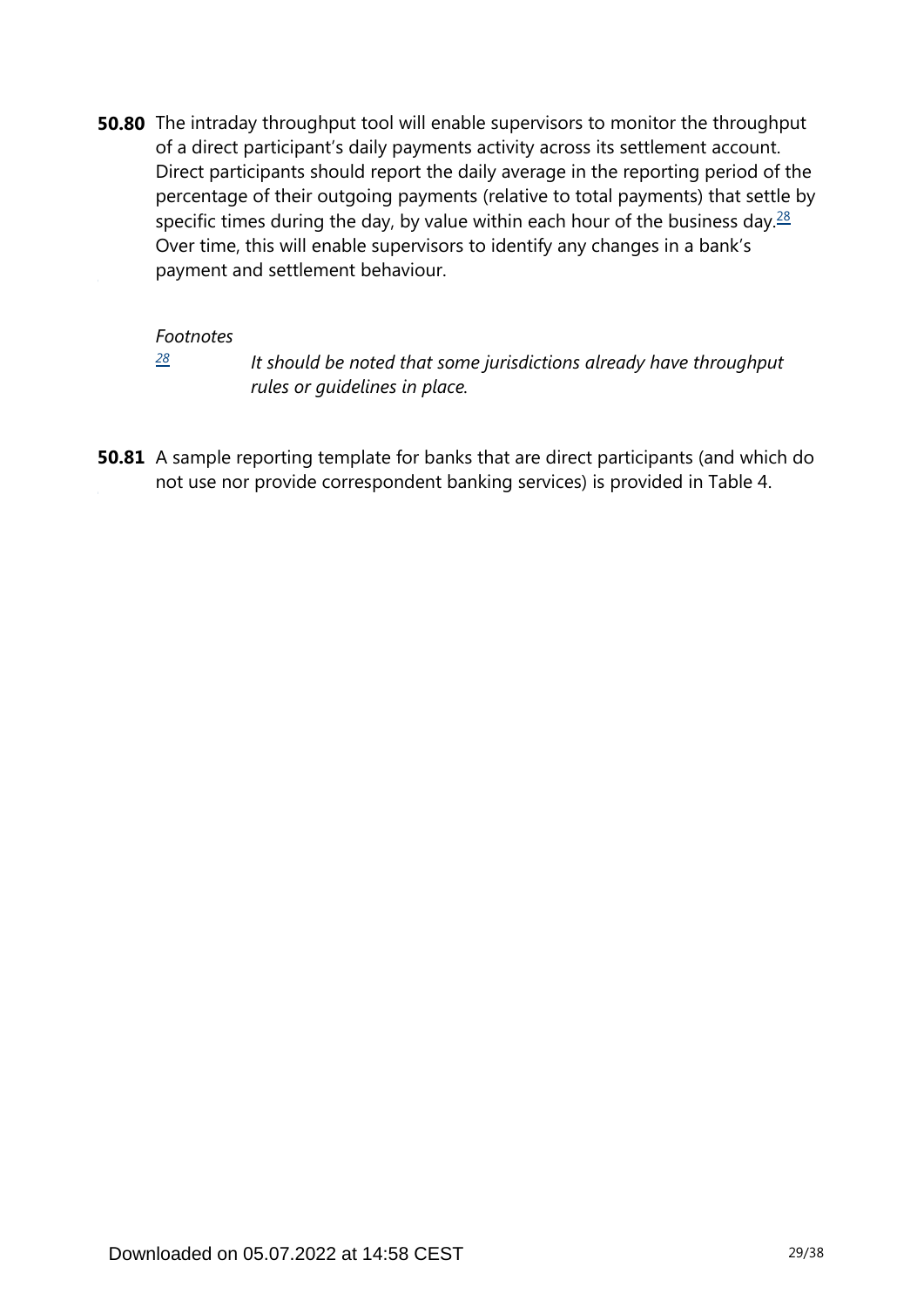**50.80** The intraday throughput tool will enable supervisors to monitor the throughput of a direct participant's daily payments activity across its settlement account. Direct participants should report the daily average in the reporting period of the percentage of their outgoing payments (relative to total payments) that settle by specific times during the day, by value within each hour of the business day.[28] Over time, this will enable supervisors to identify any changes in a bank's payment and settlement behaviour.

*Footnotes*

[28] *It should be noted that some jurisdictions already have throughput rules or guidelines in place.*

**50.81** A sample reporting template for banks that are direct participants (and which do not use nor provide correspondent banking services) is provided in Table 4.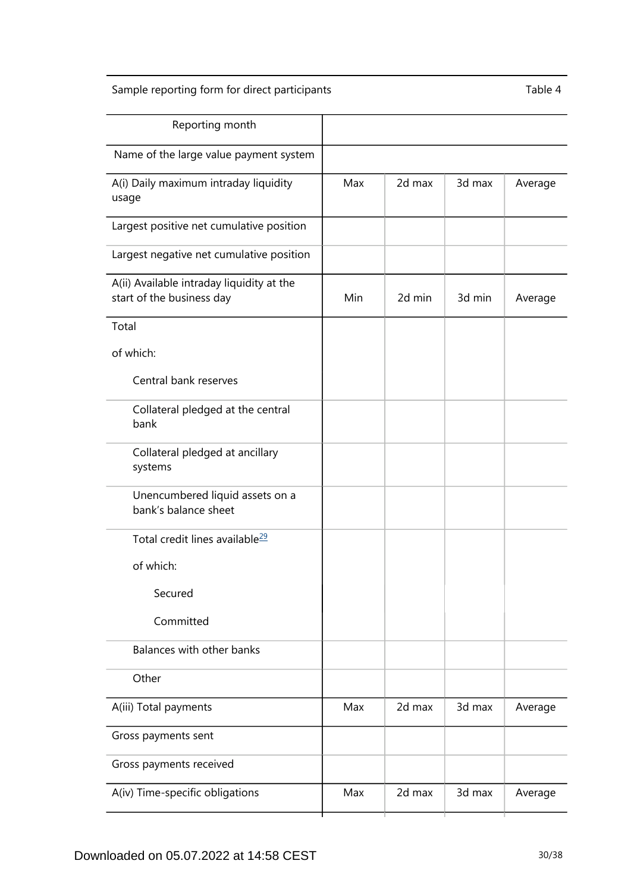Sample reporting form for direct participants — Table 4

| Reporting month | | | | |
|---|---|---|---|---|
| Name of the large value payment system | | | | |
| A(i) Daily maximum intraday liquidity usage | Max | 2d max | 3d max | Average |
| Largest positive net cumulative position | | | | |
| Largest negative net cumulative position | | | | |
| A(ii) Available intraday liquidity at the start of the business day | Min | 2d min | 3d min | Average |
| Total | | | | |
| of which: | | | | |
| Central bank reserves | | | | |
| Collateral pledged at the central bank | | | | |
| Collateral pledged at ancillary systems | | | | |
| Unencumbered liquid assets on a bank's balance sheet | | | | |
| Total credit lines available[29] | | | | |
| of which: | | | | |
| Secured | | | | |
| Committed | | | | |
| Balances with other banks | | | | |
| Other | | | | |
| A(iii) Total payments | Max | 2d max | 3d max | Average |
| Gross payments sent | | | | |
| Gross payments received | | | | |
| A(iv) Time-specific obligations | Max | 2d max | 3d max | Average |

Downloaded on 05.07.2022 at 14:58 CEST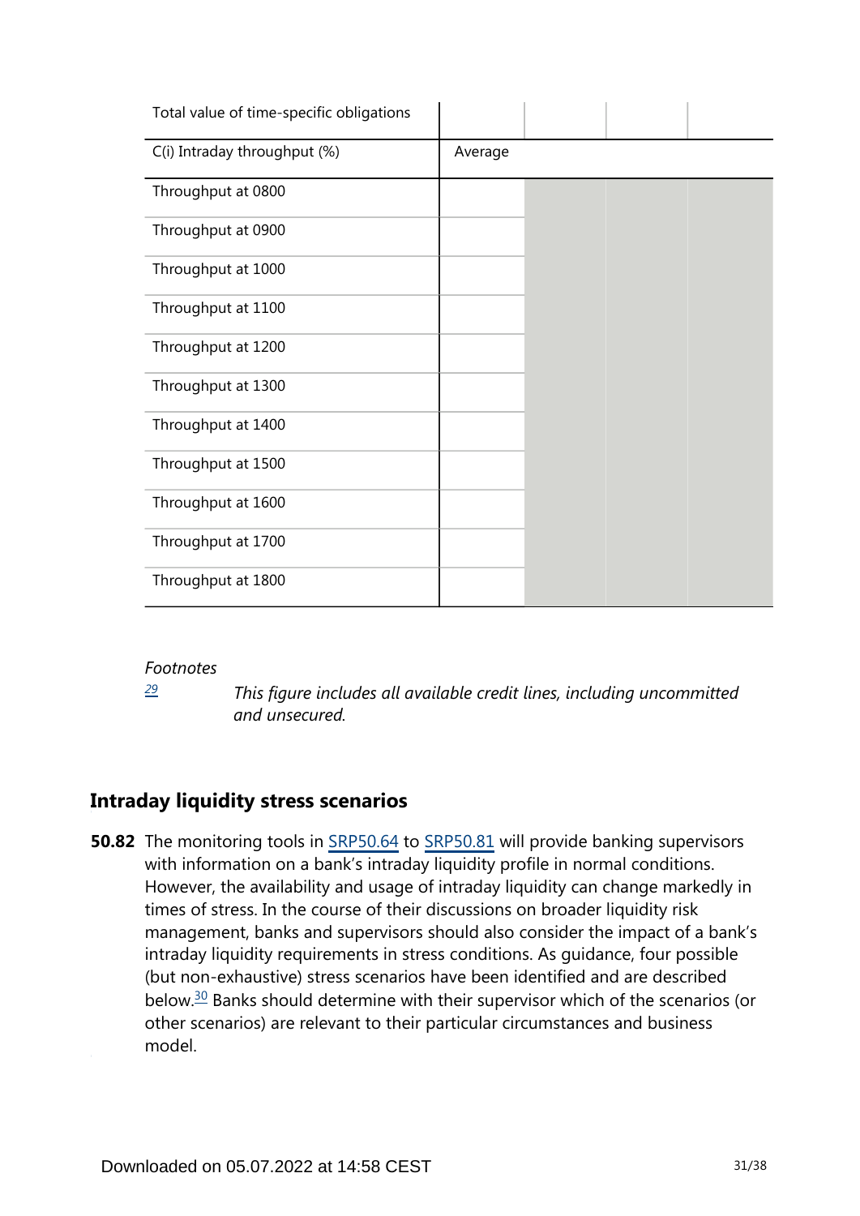| Total value of time-specific obligations | | | | |
|---|---|---|---|---|
| C(i) Intraday throughput (%) | Average | | | |
| Throughput at 0800 | | | | |
| Throughput at 0900 | | | | |
| Throughput at 1000 | | | | |
| Throughput at 1100 | | | | |
| Throughput at 1200 | | | | |
| Throughput at 1300 | | | | |
| Throughput at 1400 | | | | |
| Throughput at 1500 | | | | |
| Throughput at 1600 | | | | |
| Throughput at 1700 | | | | |
| Throughput at 1800 | | | | |

*Footnotes*

[29] *This figure includes all available credit lines, including uncommitted and unsecured.*

## Intraday liquidity stress scenarios

**50.82** The monitoring tools in SRP50.64 to SRP50.81 will provide banking supervisors with information on a bank's intraday liquidity profile in normal conditions. However, the availability and usage of intraday liquidity can change markedly in times of stress. In the course of their discussions on broader liquidity risk management, banks and supervisors should also consider the impact of a bank's intraday liquidity requirements in stress conditions. As guidance, four possible (but non-exhaustive) stress scenarios have been identified and are described below.[30] Banks should determine with their supervisor which of the scenarios (or other scenarios) are relevant to their particular circumstances and business model.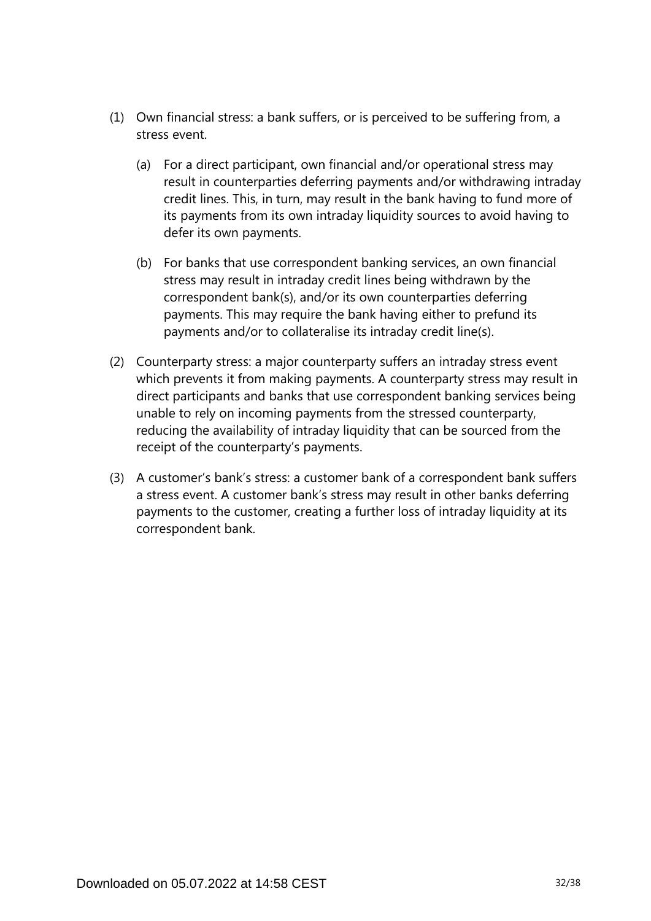(1) Own financial stress: a bank suffers, or is perceived to be suffering from, a stress event.

   (a) For a direct participant, own financial and/or operational stress may result in counterparties deferring payments and/or withdrawing intraday credit lines. This, in turn, may result in the bank having to fund more of its payments from its own intraday liquidity sources to avoid having to defer its own payments.

   (b) For banks that use correspondent banking services, an own financial stress may result in intraday credit lines being withdrawn by the correspondent bank(s), and/or its own counterparties deferring payments. This may require the bank having either to prefund its payments and/or to collateralise its intraday credit line(s).

(2) Counterparty stress: a major counterparty suffers an intraday stress event which prevents it from making payments. A counterparty stress may result in direct participants and banks that use correspondent banking services being unable to rely on incoming payments from the stressed counterparty, reducing the availability of intraday liquidity that can be sourced from the receipt of the counterparty's payments.

(3) A customer's bank's stress: a customer bank of a correspondent bank suffers a stress event. A customer bank's stress may result in other banks deferring payments to the customer, creating a further loss of intraday liquidity at its correspondent bank.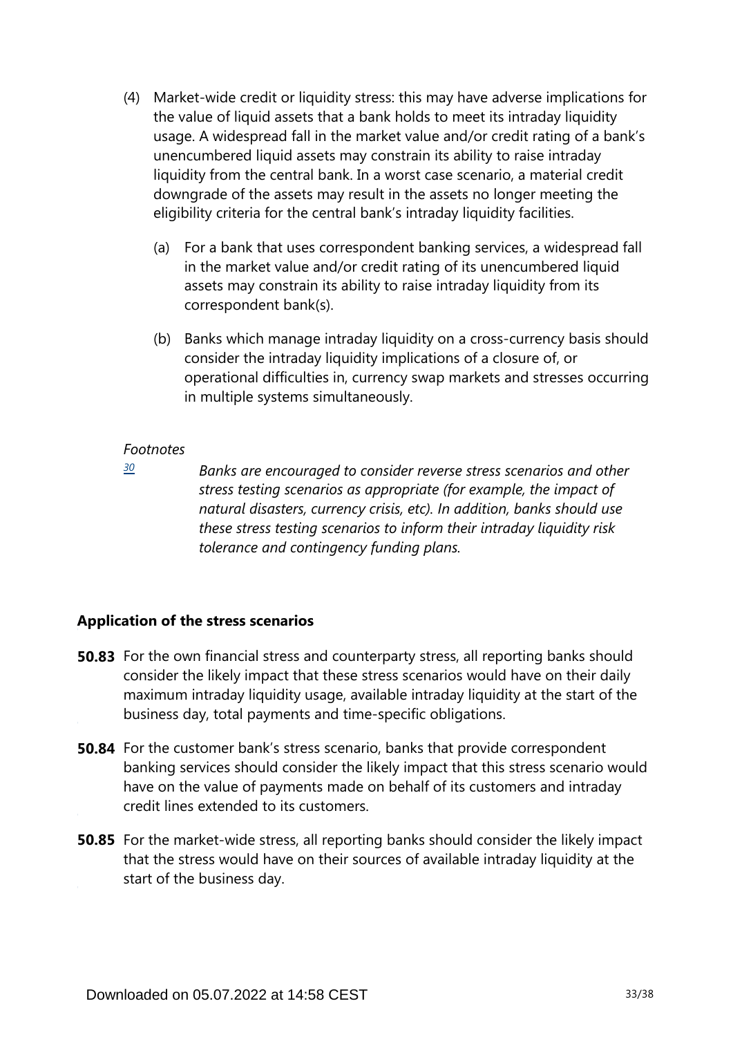(4) Market-wide credit or liquidity stress: this may have adverse implications for the value of liquid assets that a bank holds to meet its intraday liquidity usage. A widespread fall in the market value and/or credit rating of a bank's unencumbered liquid assets may constrain its ability to raise intraday liquidity from the central bank. In a worst case scenario, a material credit downgrade of the assets may result in the assets no longer meeting the eligibility criteria for the central bank's intraday liquidity facilities.

   (a) For a bank that uses correspondent banking services, a widespread fall in the market value and/or credit rating of its unencumbered liquid assets may constrain its ability to raise intraday liquidity from its correspondent bank(s).

   (b) Banks which manage intraday liquidity on a cross-currency basis should consider the intraday liquidity implications of a closure of, or operational difficulties in, currency swap markets and stresses occurring in multiple systems simultaneously.

*Footnotes*

[30] *Banks are encouraged to consider reverse stress scenarios and other stress testing scenarios as appropriate (for example, the impact of natural disasters, currency crisis, etc). In addition, banks should use these stress testing scenarios to inform their intraday liquidity risk tolerance and contingency funding plans.*

### Application of the stress scenarios

**50.83** For the own financial stress and counterparty stress, all reporting banks should consider the likely impact that these stress scenarios would have on their daily maximum intraday liquidity usage, available intraday liquidity at the start of the business day, total payments and time-specific obligations.

**50.84** For the customer bank's stress scenario, banks that provide correspondent banking services should consider the likely impact that this stress scenario would have on the value of payments made on behalf of its customers and intraday credit lines extended to its customers.

**50.85** For the market-wide stress, all reporting banks should consider the likely impact that the stress would have on their sources of available intraday liquidity at the start of the business day.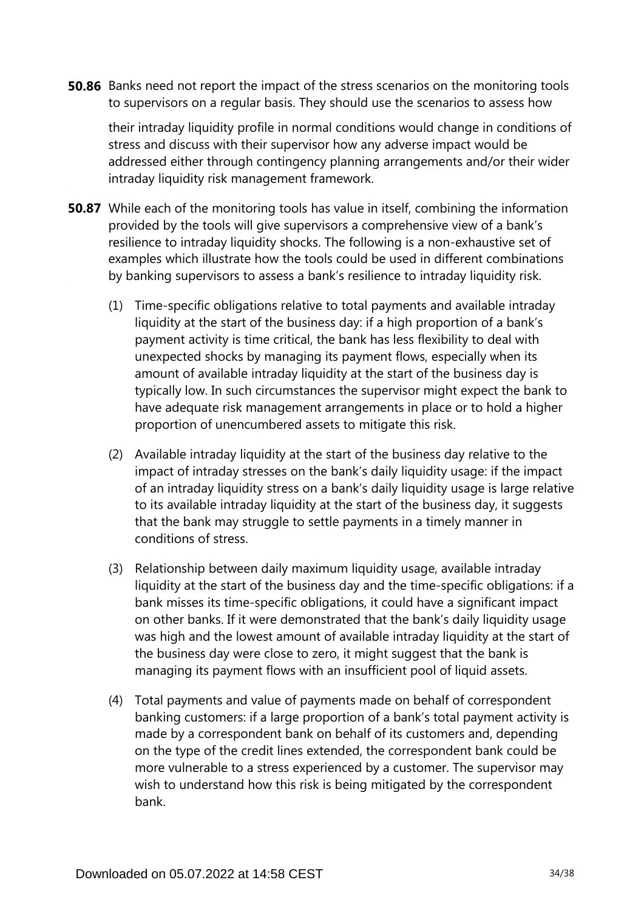**50.86** Banks need not report the impact of the stress scenarios on the monitoring tools to supervisors on a regular basis. They should use the scenarios to assess how their intraday liquidity profile in normal conditions would change in conditions of stress and discuss with their supervisor how any adverse impact would be addressed either through contingency planning arrangements and/or their wider intraday liquidity risk management framework.

**50.87** While each of the monitoring tools has value in itself, combining the information provided by the tools will give supervisors a comprehensive view of a bank's resilience to intraday liquidity shocks. The following is a non-exhaustive set of examples which illustrate how the tools could be used in different combinations by banking supervisors to assess a bank's resilience to intraday liquidity risk.

(1) Time-specific obligations relative to total payments and available intraday liquidity at the start of the business day: if a high proportion of a bank's payment activity is time critical, the bank has less flexibility to deal with unexpected shocks by managing its payment flows, especially when its amount of available intraday liquidity at the start of the business day is typically low. In such circumstances the supervisor might expect the bank to have adequate risk management arrangements in place or to hold a higher proportion of unencumbered assets to mitigate this risk.

(2) Available intraday liquidity at the start of the business day relative to the impact of intraday stresses on the bank's daily liquidity usage: if the impact of an intraday liquidity stress on a bank's daily liquidity usage is large relative to its available intraday liquidity at the start of the business day, it suggests that the bank may struggle to settle payments in a timely manner in conditions of stress.

(3) Relationship between daily maximum liquidity usage, available intraday liquidity at the start of the business day and the time-specific obligations: if a bank misses its time-specific obligations, it could have a significant impact on other banks. If it were demonstrated that the bank's daily liquidity usage was high and the lowest amount of available intraday liquidity at the start of the business day were close to zero, it might suggest that the bank is managing its payment flows with an insufficient pool of liquid assets.

(4) Total payments and value of payments made on behalf of correspondent banking customers: if a large proportion of a bank's total payment activity is made by a correspondent bank on behalf of its customers and, depending on the type of the credit lines extended, the correspondent bank could be more vulnerable to a stress experienced by a customer. The supervisor may wish to understand how this risk is being mitigated by the correspondent bank.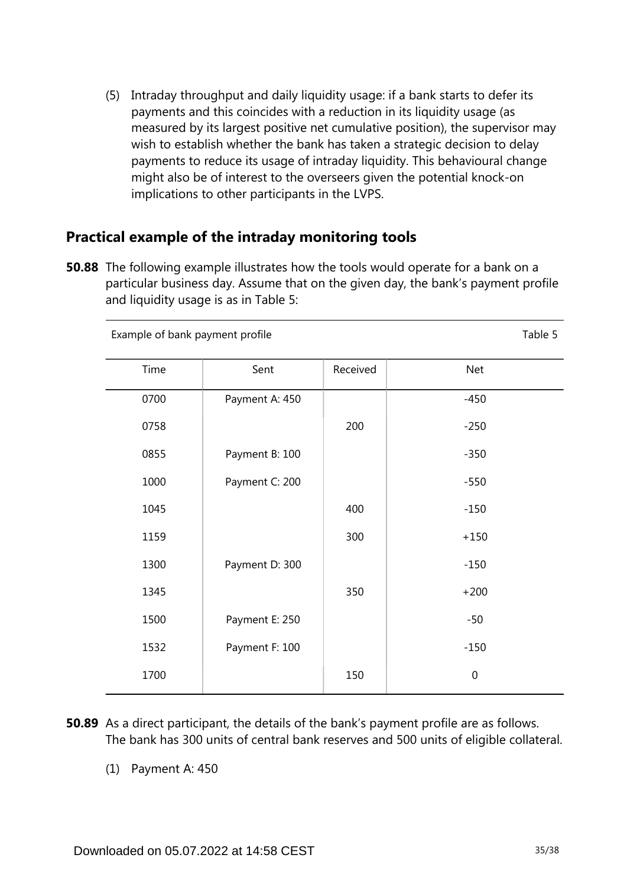(5) Intraday throughput and daily liquidity usage: if a bank starts to defer its payments and this coincides with a reduction in its liquidity usage (as measured by its largest positive net cumulative position), the supervisor may wish to establish whether the bank has taken a strategic decision to delay payments to reduce its usage of intraday liquidity. This behavioural change might also be of interest to the overseers given the potential knock-on implications to other participants in the LVPS.

## Practical example of the intraday monitoring tools

**50.88** The following example illustrates how the tools would operate for a bank on a particular business day. Assume that on the given day, the bank's payment profile and liquidity usage is as in Table 5:

Example of bank payment profile — Table 5

| Time | Sent | Received | Net |
|---|---|---|---|
| 0700 | Payment A: 450 | | -450 |
| 0758 | | 200 | -250 |
| 0855 | Payment B: 100 | | -350 |
| 1000 | Payment C: 200 | | -550 |
| 1045 | | 400 | -150 |
| 1159 | | 300 | +150 |
| 1300 | Payment D: 300 | | -150 |
| 1345 | | 350 | +200 |
| 1500 | Payment E: 250 | | -50 |
| 1532 | Payment F: 100 | | -150 |
| 1700 | | 150 | 0 |

**50.89** As a direct participant, the details of the bank's payment profile are as follows. The bank has 300 units of central bank reserves and 500 units of eligible collateral.

(1) Payment A: 450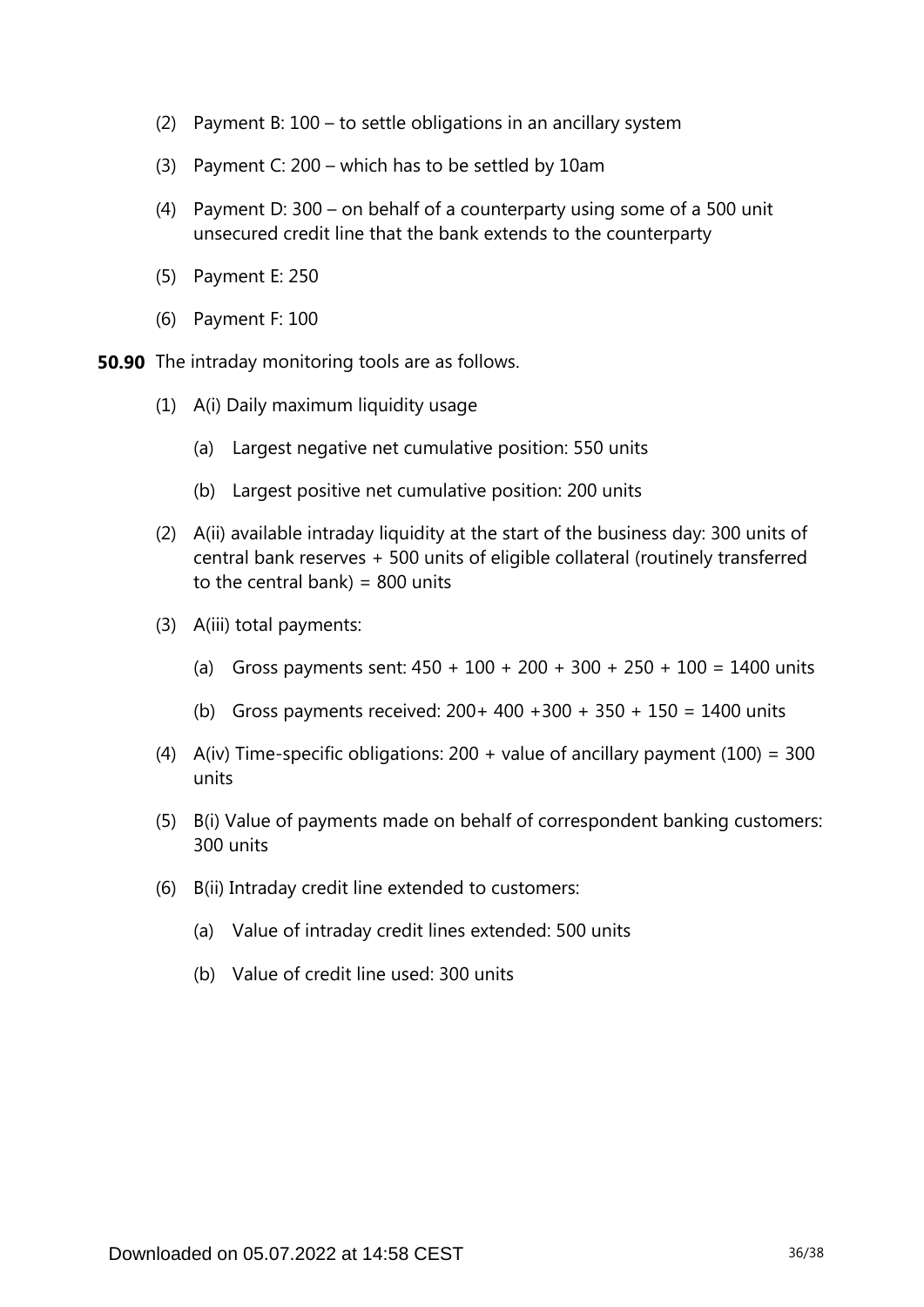(2) Payment B: 100 – to settle obligations in an ancillary system

(3) Payment C: 200 – which has to be settled by 10am

(4) Payment D: 300 – on behalf of a counterparty using some of a 500 unit unsecured credit line that the bank extends to the counterparty

(5) Payment E: 250

(6) Payment F: 100

**50.90** The intraday monitoring tools are as follows.

(1) A(i) Daily maximum liquidity usage

(a) Largest negative net cumulative position: 550 units

(b) Largest positive net cumulative position: 200 units

(2) A(ii) available intraday liquidity at the start of the business day: 300 units of central bank reserves + 500 units of eligible collateral (routinely transferred to the central bank) = 800 units

(3) A(iii) total payments:

(a) Gross payments sent: 450 + 100 + 200 + 300 + 250 + 100 = 1400 units

(b) Gross payments received: 200+ 400 +300 + 350 + 150 = 1400 units

(4) A(iv) Time-specific obligations: 200 + value of ancillary payment (100) = 300 units

(5) B(i) Value of payments made on behalf of correspondent banking customers: 300 units

(6) B(ii) Intraday credit line extended to customers:

(a) Value of intraday credit lines extended: 500 units

(b) Value of credit line used: 300 units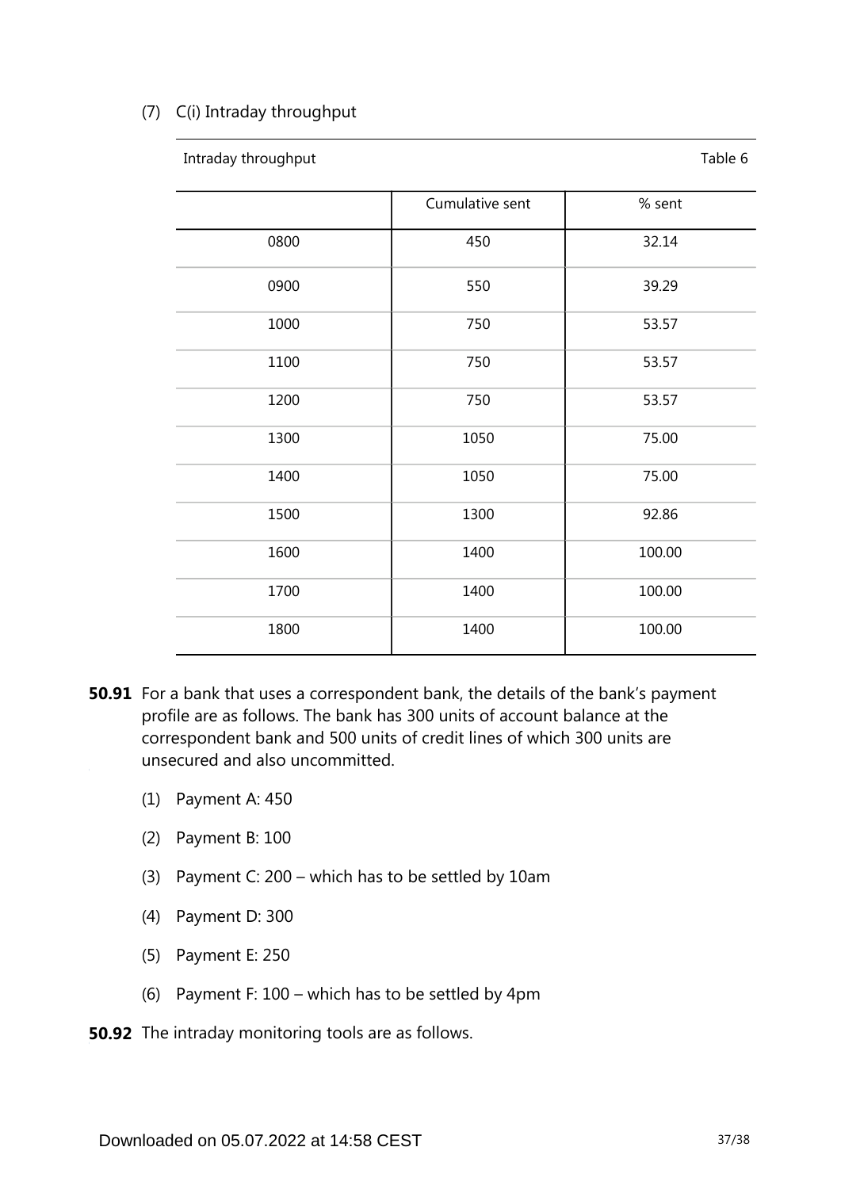(7) C(i) Intraday throughput

Intraday throughput — Table 6

| | Cumulative sent | % sent |
|---|---|---|
| 0800 | 450 | 32.14 |
| 0900 | 550 | 39.29 |
| 1000 | 750 | 53.57 |
| 1100 | 750 | 53.57 |
| 1200 | 750 | 53.57 |
| 1300 | 1050 | 75.00 |
| 1400 | 1050 | 75.00 |
| 1500 | 1300 | 92.86 |
| 1600 | 1400 | 100.00 |
| 1700 | 1400 | 100.00 |
| 1800 | 1400 | 100.00 |

**50.91** For a bank that uses a correspondent bank, the details of the bank's payment profile are as follows. The bank has 300 units of account balance at the correspondent bank and 500 units of credit lines of which 300 units are unsecured and also uncommitted.

(1) Payment A: 450

(2) Payment B: 100

(3) Payment C: 200 – which has to be settled by 10am

(4) Payment D: 300

(5) Payment E: 250

(6) Payment F: 100 – which has to be settled by 4pm

**50.92** The intraday monitoring tools are as follows.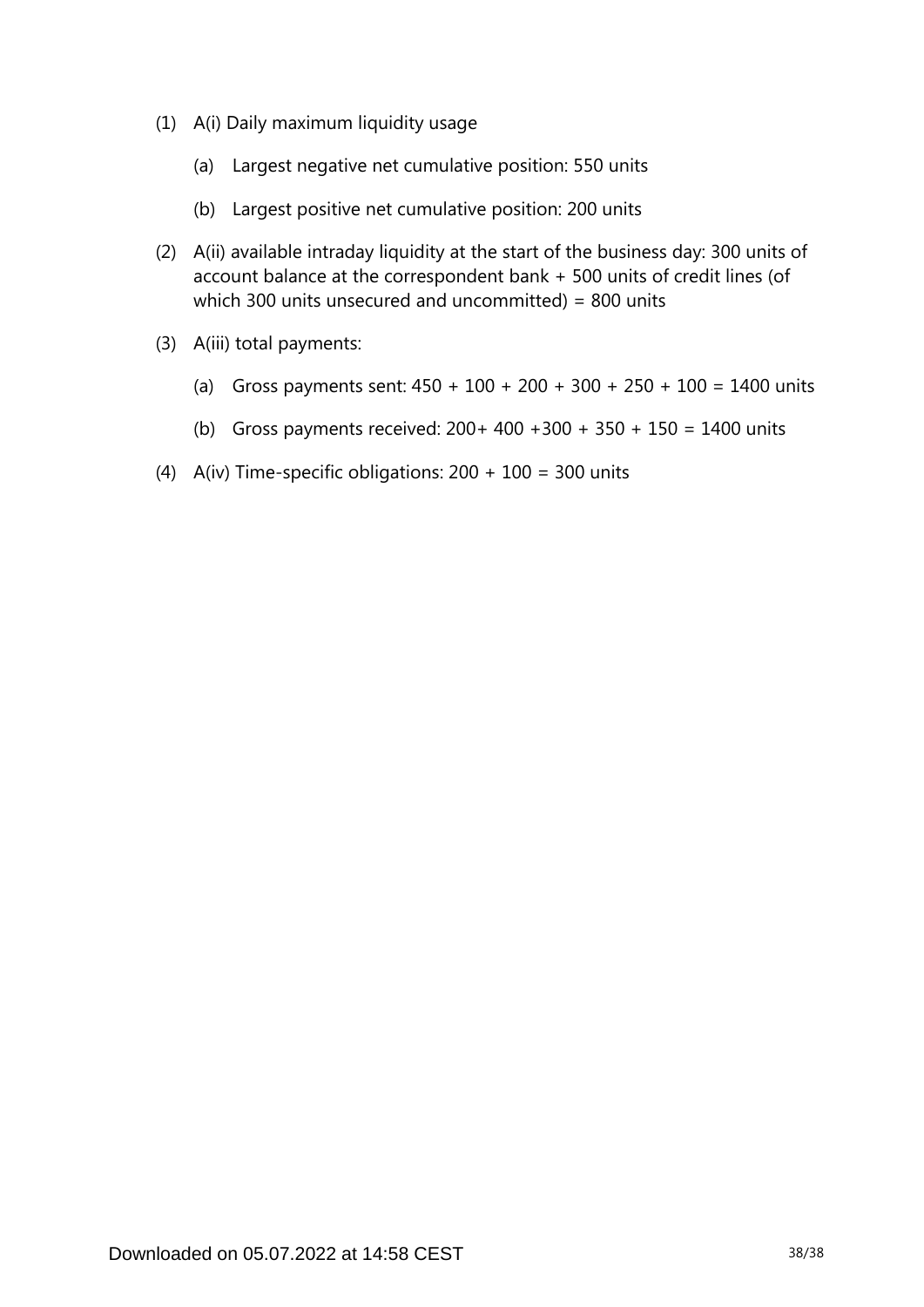(1) A(i) Daily maximum liquidity usage

    (a) Largest negative net cumulative position: 550 units

    (b) Largest positive net cumulative position: 200 units

(2) A(ii) available intraday liquidity at the start of the business day: 300 units of account balance at the correspondent bank + 500 units of credit lines (of which 300 units unsecured and uncommitted) = 800 units

(3) A(iii) total payments:

    (a) Gross payments sent: 450 + 100 + 200 + 300 + 250 + 100 = 1400 units

    (b) Gross payments received: 200+ 400 +300 + 350 + 150 = 1400 units

(4) A(iv) Time-specific obligations: 200 + 100 = 300 units